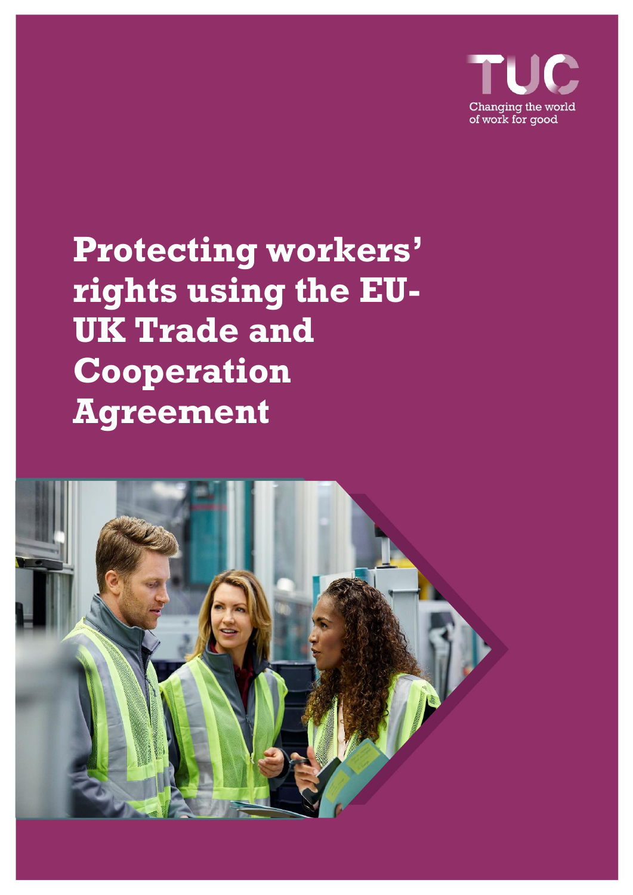TUC

Changing the world of work for good

# Protecting workers' rights using the EU-UK Trade and Cooperation Agreement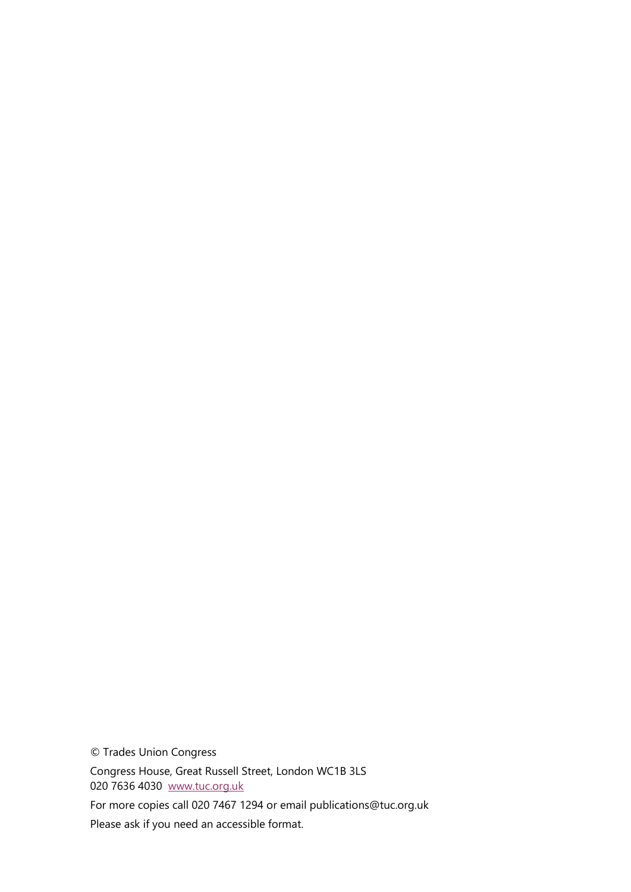© Trades Union Congress

Congress House, Great Russell Street, London WC1B 3LS
020 7636 4030 [www.tuc.org.uk](http://www.tuc.org.uk)

For more copies call 020 7467 1294 or email publications@tuc.org.uk

Please ask if you need an accessible format.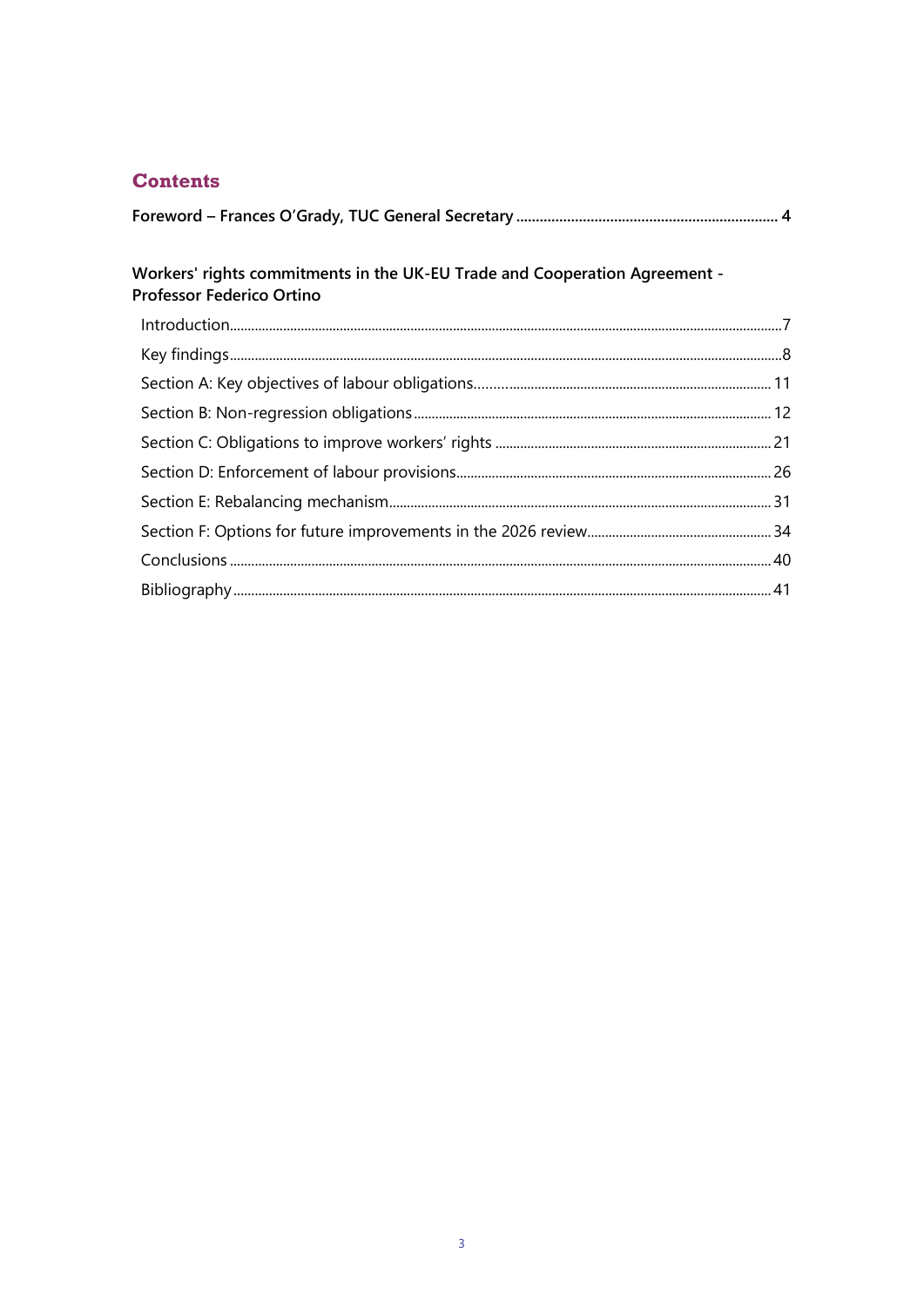## Contents

**Foreword – Frances O'Grady, TUC General Secretary ..... 4**

**Workers' rights commitments in the UK-EU Trade and Cooperation Agreement - Professor Federico Ortino**

- Introduction ..... 7
- Key findings ..... 8
- Section A: Key objectives of labour obligations ..... 11
- Section B: Non-regression obligations ..... 12
- Section C: Obligations to improve workers' rights ..... 21
- Section D: Enforcement of labour provisions ..... 26
- Section E: Rebalancing mechanism ..... 31
- Section F: Options for future improvements in the 2026 review ..... 34
- Conclusions ..... 40
- Bibliography ..... 41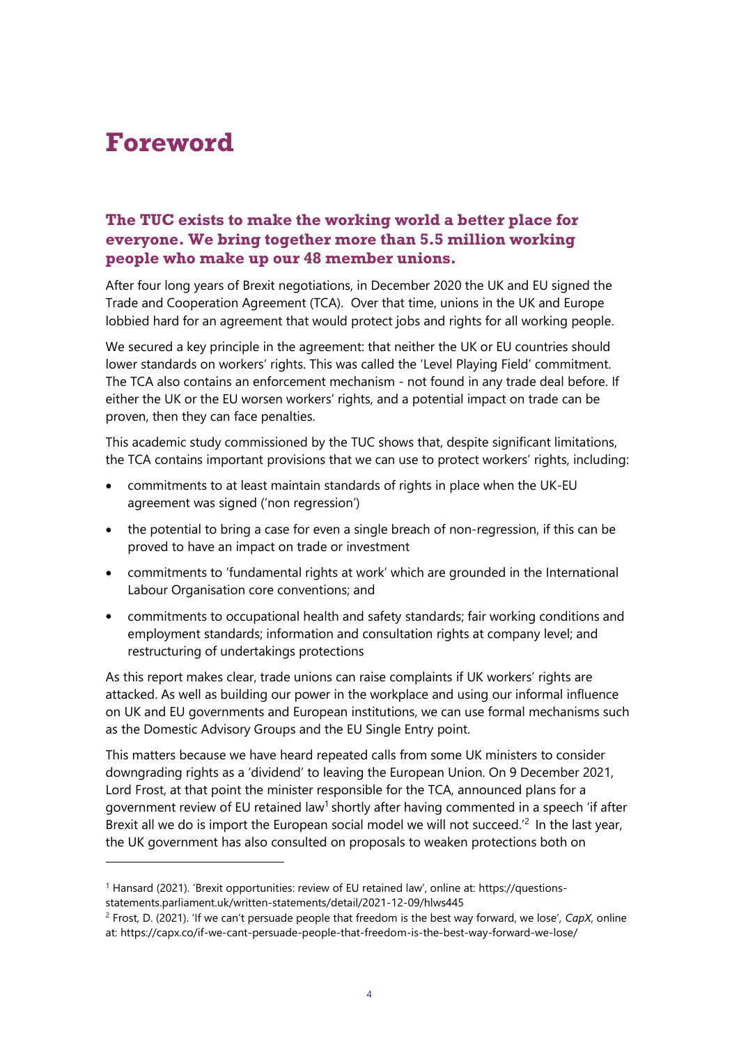# Foreword

### The TUC exists to make the working world a better place for everyone. We bring together more than 5.5 million working people who make up our 48 member unions.

After four long years of Brexit negotiations, in December 2020 the UK and EU signed the Trade and Cooperation Agreement (TCA). Over that time, unions in the UK and Europe lobbied hard for an agreement that would protect jobs and rights for all working people.

We secured a key principle in the agreement: that neither the UK or EU countries should lower standards on workers' rights. This was called the 'Level Playing Field' commitment. The TCA also contains an enforcement mechanism - not found in any trade deal before. If either the UK or the EU worsen workers' rights, and a potential impact on trade can be proven, then they can face penalties.

This academic study commissioned by the TUC shows that, despite significant limitations, the TCA contains important provisions that we can use to protect workers' rights, including:

- commitments to at least maintain standards of rights in place when the UK-EU agreement was signed ('non regression')
- the potential to bring a case for even a single breach of non-regression, if this can be proved to have an impact on trade or investment
- commitments to 'fundamental rights at work' which are grounded in the International Labour Organisation core conventions; and
- commitments to occupational health and safety standards; fair working conditions and employment standards; information and consultation rights at company level; and restructuring of undertakings protections

As this report makes clear, trade unions can raise complaints if UK workers' rights are attacked. As well as building our power in the workplace and using our informal influence on UK and EU governments and European institutions, we can use formal mechanisms such as the Domestic Advisory Groups and the EU Single Entry point.

This matters because we have heard repeated calls from some UK ministers to consider downgrading rights as a 'dividend' to leaving the European Union. On 9 December 2021, Lord Frost, at that point the minister responsible for the TCA, announced plans for a government review of EU retained law[1] shortly after having commented in a speech 'if after Brexit all we do is import the European social model we will not succeed.'[2] In the last year, the UK government has also consulted on proposals to weaken protections both on

---

[1] Hansard (2021). 'Brexit opportunities: review of EU retained law', online at: https://questions-statements.parliament.uk/written-statements/detail/2021-12-09/hlws445

[2] Frost, D. (2021). 'If we can't persuade people that freedom is the best way forward, we lose', *CapX*, online at: https://capx.co/if-we-cant-persuade-people-that-freedom-is-the-best-way-forward-we-lose/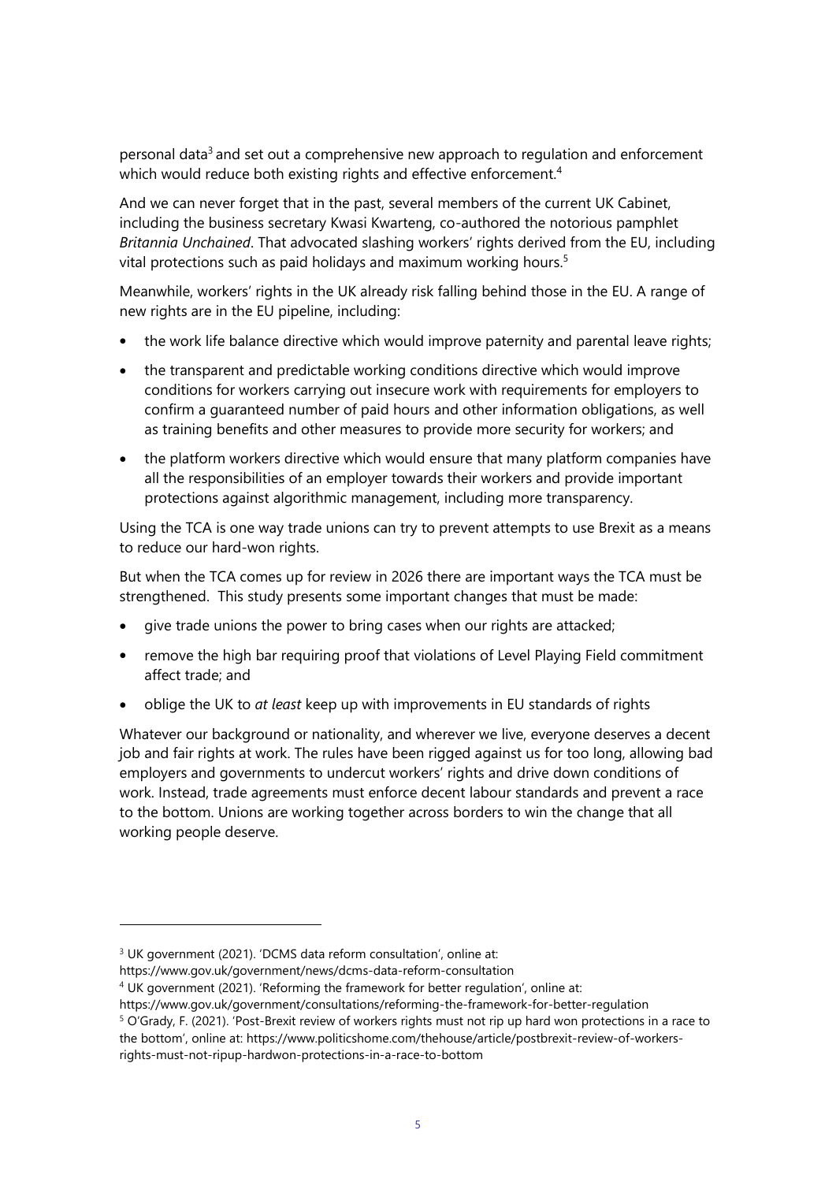personal data[3] and set out a comprehensive new approach to regulation and enforcement which would reduce both existing rights and effective enforcement.[4]

And we can never forget that in the past, several members of the current UK Cabinet, including the business secretary Kwasi Kwarteng, co-authored the notorious pamphlet *Britannia Unchained*. That advocated slashing workers' rights derived from the EU, including vital protections such as paid holidays and maximum working hours.[5]

Meanwhile, workers' rights in the UK already risk falling behind those in the EU. A range of new rights are in the EU pipeline, including:

- the work life balance directive which would improve paternity and parental leave rights;
- the transparent and predictable working conditions directive which would improve conditions for workers carrying out insecure work with requirements for employers to confirm a guaranteed number of paid hours and other information obligations, as well as training benefits and other measures to provide more security for workers; and
- the platform workers directive which would ensure that many platform companies have all the responsibilities of an employer towards their workers and provide important protections against algorithmic management, including more transparency.

Using the TCA is one way trade unions can try to prevent attempts to use Brexit as a means to reduce our hard-won rights.

But when the TCA comes up for review in 2026 there are important ways the TCA must be strengthened. This study presents some important changes that must be made:

- give trade unions the power to bring cases when our rights are attacked;
- remove the high bar requiring proof that violations of Level Playing Field commitment affect trade; and
- oblige the UK to *at least* keep up with improvements in EU standards of rights

Whatever our background or nationality, and wherever we live, everyone deserves a decent job and fair rights at work. The rules have been rigged against us for too long, allowing bad employers and governments to undercut workers' rights and drive down conditions of work. Instead, trade agreements must enforce decent labour standards and prevent a race to the bottom. Unions are working together across borders to win the change that all working people deserve.

---

[3] UK government (2021). 'DCMS data reform consultation', online at: https://www.gov.uk/government/news/dcms-data-reform-consultation

[4] UK government (2021). 'Reforming the framework for better regulation', online at: https://www.gov.uk/government/consultations/reforming-the-framework-for-better-regulation

[5] O'Grady, F. (2021). 'Post-Brexit review of workers rights must not rip up hard won protections in a race to the bottom', online at: https://www.politicshome.com/thehouse/article/postbrexit-review-of-workers-rights-must-not-ripup-hardwon-protections-in-a-race-to-bottom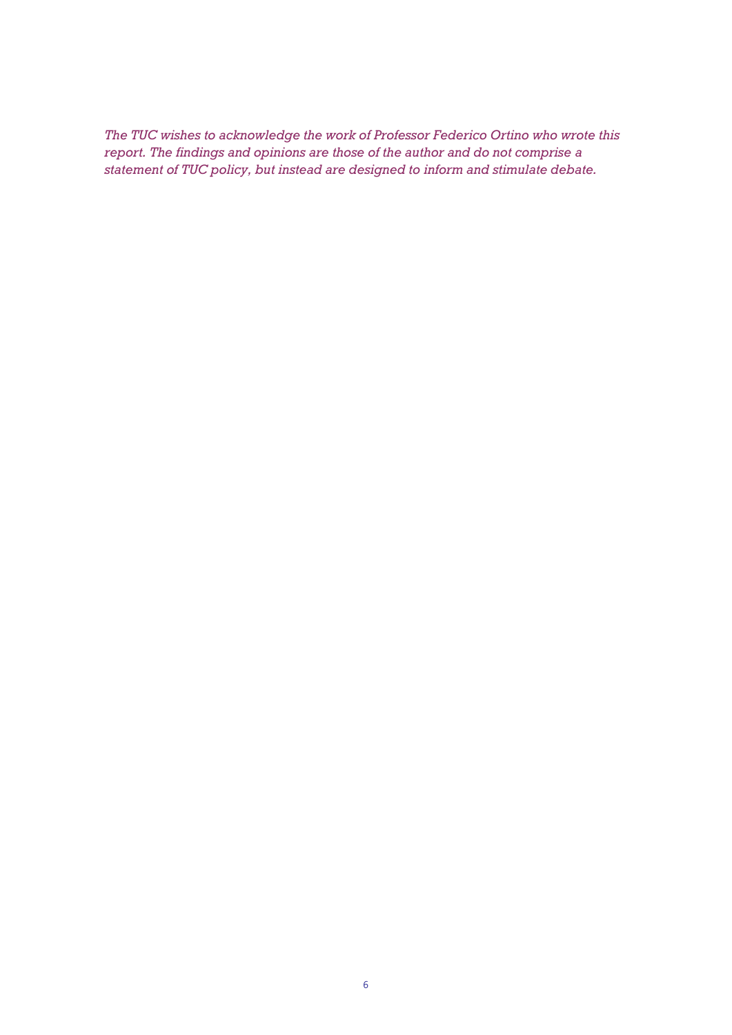*The TUC wishes to acknowledge the work of Professor Federico Ortino who wrote this report. The findings and opinions are those of the author and do not comprise a statement of TUC policy, but instead are designed to inform and stimulate debate.*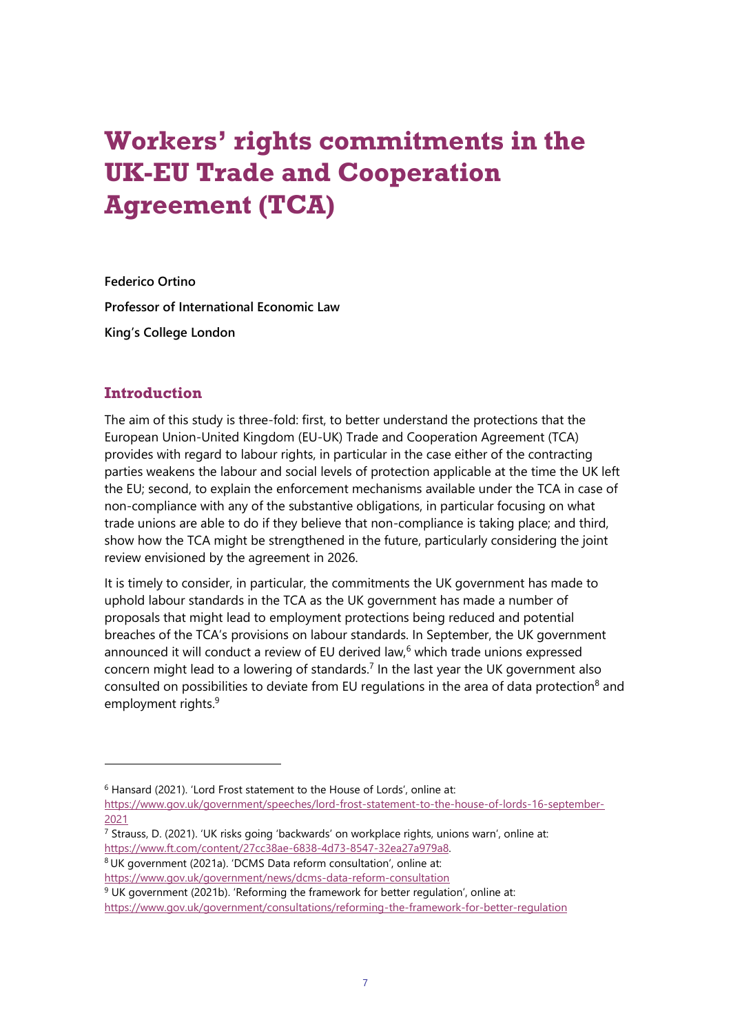# Workers' rights commitments in the UK-EU Trade and Cooperation Agreement (TCA)

**Federico Ortino**

**Professor of International Economic Law**

**King's College London**

## Introduction

The aim of this study is three-fold: first, to better understand the protections that the European Union-United Kingdom (EU-UK) Trade and Cooperation Agreement (TCA) provides with regard to labour rights, in particular in the case either of the contracting parties weakens the labour and social levels of protection applicable at the time the UK left the EU; second, to explain the enforcement mechanisms available under the TCA in case of non-compliance with any of the substantive obligations, in particular focusing on what trade unions are able to do if they believe that non-compliance is taking place; and third, show how the TCA might be strengthened in the future, particularly considering the joint review envisioned by the agreement in 2026.

It is timely to consider, in particular, the commitments the UK government has made to uphold labour standards in the TCA as the UK government has made a number of proposals that might lead to employment protections being reduced and potential breaches of the TCA's provisions on labour standards. In September, the UK government announced it will conduct a review of EU derived law,[6] which trade unions expressed concern might lead to a lowering of standards.[7] In the last year the UK government also consulted on possibilities to deviate from EU regulations in the area of data protection[8] and employment rights.[9]

---

[6] Hansard (2021). 'Lord Frost statement to the House of Lords', online at: https://www.gov.uk/government/speeches/lord-frost-statement-to-the-house-of-lords-16-september-2021

[7] Strauss, D. (2021). 'UK risks going 'backwards' on workplace rights, unions warn', online at: https://www.ft.com/content/27cc38ae-6838-4d73-8547-32ea27a979a8.

[8] UK government (2021a). 'DCMS Data reform consultation', online at: https://www.gov.uk/government/news/dcms-data-reform-consultation

[9] UK government (2021b). 'Reforming the framework for better regulation', online at: https://www.gov.uk/government/consultations/reforming-the-framework-for-better-regulation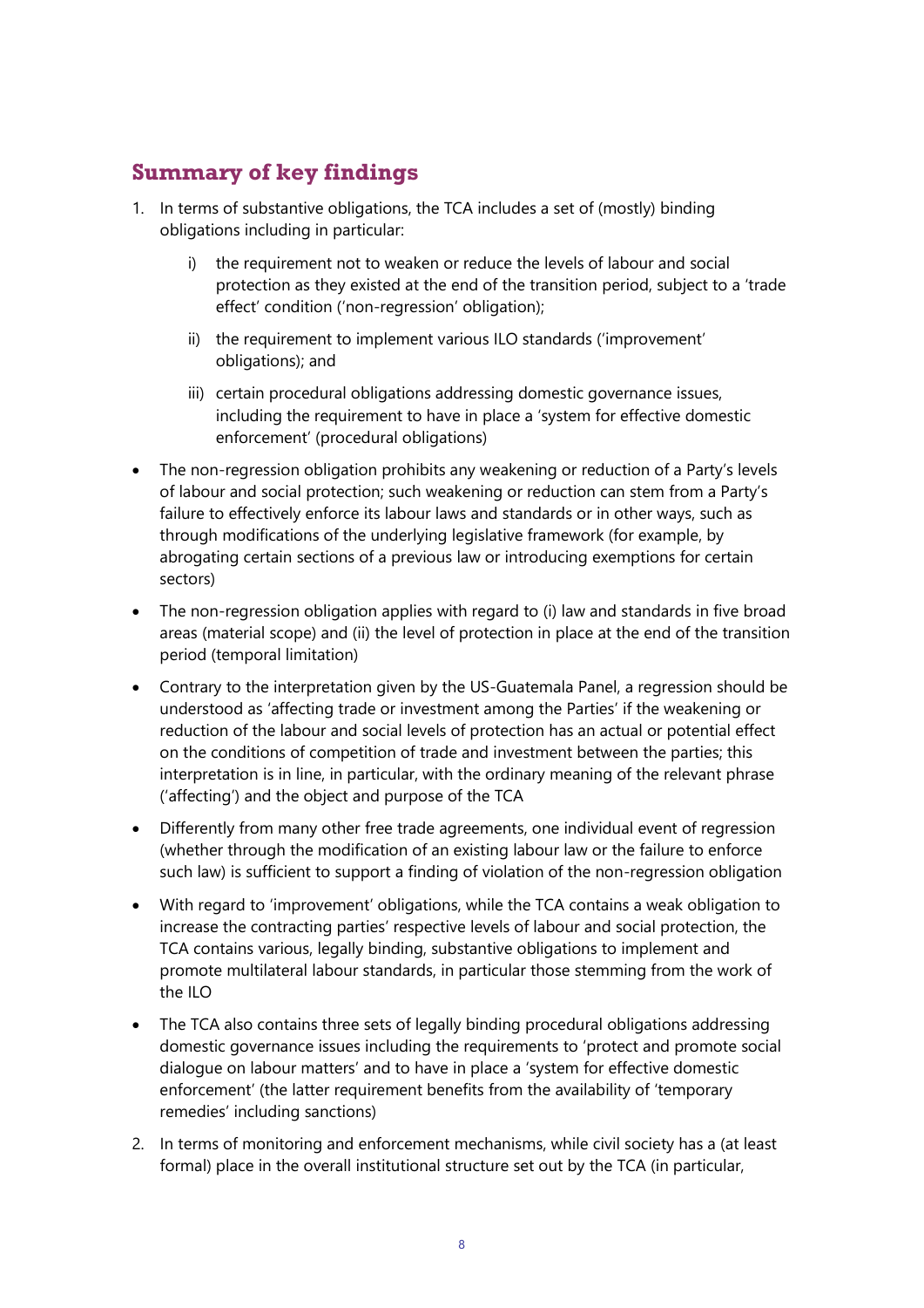## Summary of key findings

1. In terms of substantive obligations, the TCA includes a set of (mostly) binding obligations including in particular:

    i) the requirement not to weaken or reduce the levels of labour and social protection as they existed at the end of the transition period, subject to a 'trade effect' condition ('non-regression' obligation);

    ii) the requirement to implement various ILO standards ('improvement' obligations); and

    iii) certain procedural obligations addressing domestic governance issues, including the requirement to have in place a 'system for effective domestic enforcement' (procedural obligations)

- The non-regression obligation prohibits any weakening or reduction of a Party's levels of labour and social protection; such weakening or reduction can stem from a Party's failure to effectively enforce its labour laws and standards or in other ways, such as through modifications of the underlying legislative framework (for example, by abrogating certain sections of a previous law or introducing exemptions for certain sectors)
- The non-regression obligation applies with regard to (i) law and standards in five broad areas (material scope) and (ii) the level of protection in place at the end of the transition period (temporal limitation)
- Contrary to the interpretation given by the US-Guatemala Panel, a regression should be understood as 'affecting trade or investment among the Parties' if the weakening or reduction of the labour and social levels of protection has an actual or potential effect on the conditions of competition of trade and investment between the parties; this interpretation is in line, in particular, with the ordinary meaning of the relevant phrase ('affecting') and the object and purpose of the TCA
- Differently from many other free trade agreements, one individual event of regression (whether through the modification of an existing labour law or the failure to enforce such law) is sufficient to support a finding of violation of the non-regression obligation
- With regard to 'improvement' obligations, while the TCA contains a weak obligation to increase the contracting parties' respective levels of labour and social protection, the TCA contains various, legally binding, substantive obligations to implement and promote multilateral labour standards, in particular those stemming from the work of the ILO
- The TCA also contains three sets of legally binding procedural obligations addressing domestic governance issues including the requirements to 'protect and promote social dialogue on labour matters' and to have in place a 'system for effective domestic enforcement' (the latter requirement benefits from the availability of 'temporary remedies' including sanctions)

2. In terms of monitoring and enforcement mechanisms, while civil society has a (at least formal) place in the overall institutional structure set out by the TCA (in particular,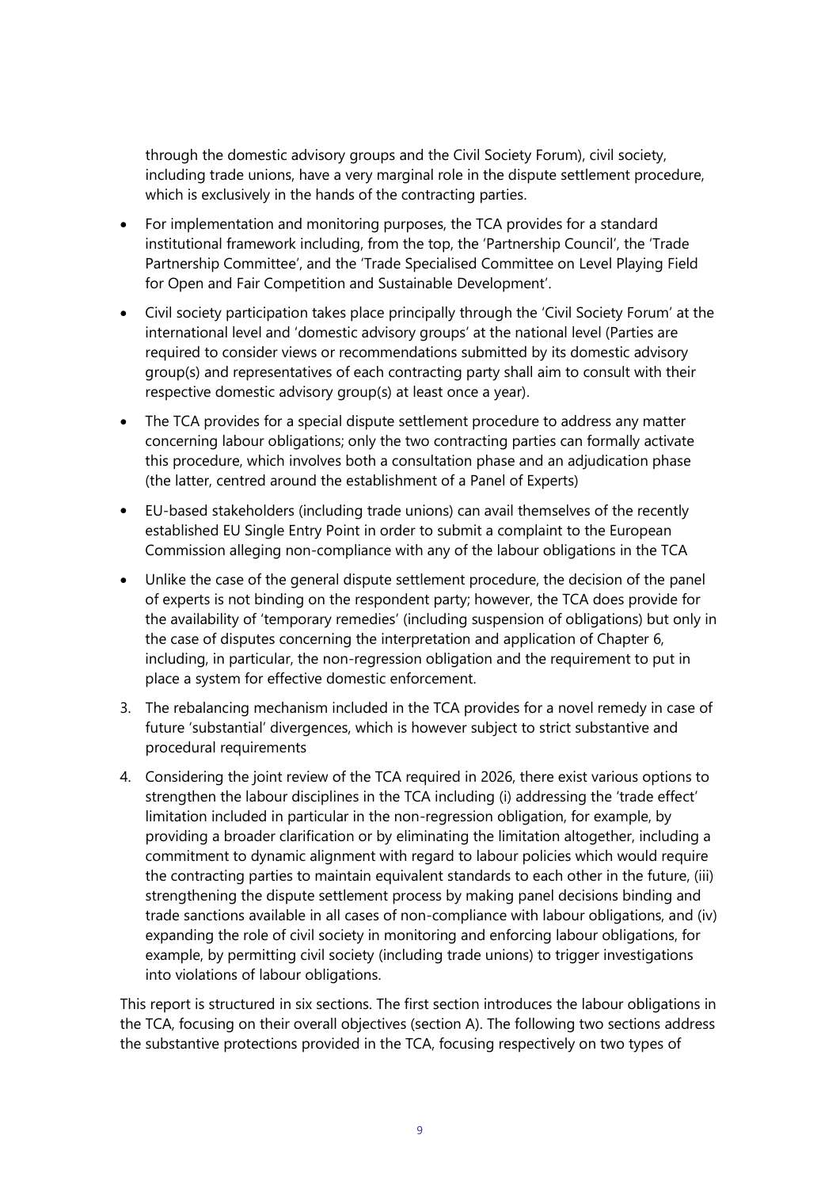through the domestic advisory groups and the Civil Society Forum), civil society, including trade unions, have a very marginal role in the dispute settlement procedure, which is exclusively in the hands of the contracting parties.

- For implementation and monitoring purposes, the TCA provides for a standard institutional framework including, from the top, the 'Partnership Council', the 'Trade Partnership Committee', and the 'Trade Specialised Committee on Level Playing Field for Open and Fair Competition and Sustainable Development'.
- Civil society participation takes place principally through the 'Civil Society Forum' at the international level and 'domestic advisory groups' at the national level (Parties are required to consider views or recommendations submitted by its domestic advisory group(s) and representatives of each contracting party shall aim to consult with their respective domestic advisory group(s) at least once a year).
- The TCA provides for a special dispute settlement procedure to address any matter concerning labour obligations; only the two contracting parties can formally activate this procedure, which involves both a consultation phase and an adjudication phase (the latter, centred around the establishment of a Panel of Experts)
- EU-based stakeholders (including trade unions) can avail themselves of the recently established EU Single Entry Point in order to submit a complaint to the European Commission alleging non-compliance with any of the labour obligations in the TCA
- Unlike the case of the general dispute settlement procedure, the decision of the panel of experts is not binding on the respondent party; however, the TCA does provide for the availability of 'temporary remedies' (including suspension of obligations) but only in the case of disputes concerning the interpretation and application of Chapter 6, including, in particular, the non-regression obligation and the requirement to put in place a system for effective domestic enforcement.

3. The rebalancing mechanism included in the TCA provides for a novel remedy in case of future 'substantial' divergences, which is however subject to strict substantive and procedural requirements
4. Considering the joint review of the TCA required in 2026, there exist various options to strengthen the labour disciplines in the TCA including (i) addressing the 'trade effect' limitation included in particular in the non-regression obligation, for example, by providing a broader clarification or by eliminating the limitation altogether, including a commitment to dynamic alignment with regard to labour policies which would require the contracting parties to maintain equivalent standards to each other in the future, (iii) strengthening the dispute settlement process by making panel decisions binding and trade sanctions available in all cases of non-compliance with labour obligations, and (iv) expanding the role of civil society in monitoring and enforcing labour obligations, for example, by permitting civil society (including trade unions) to trigger investigations into violations of labour obligations.

This report is structured in six sections. The first section introduces the labour obligations in the TCA, focusing on their overall objectives (section A). The following two sections address the substantive protections provided in the TCA, focusing respectively on two types of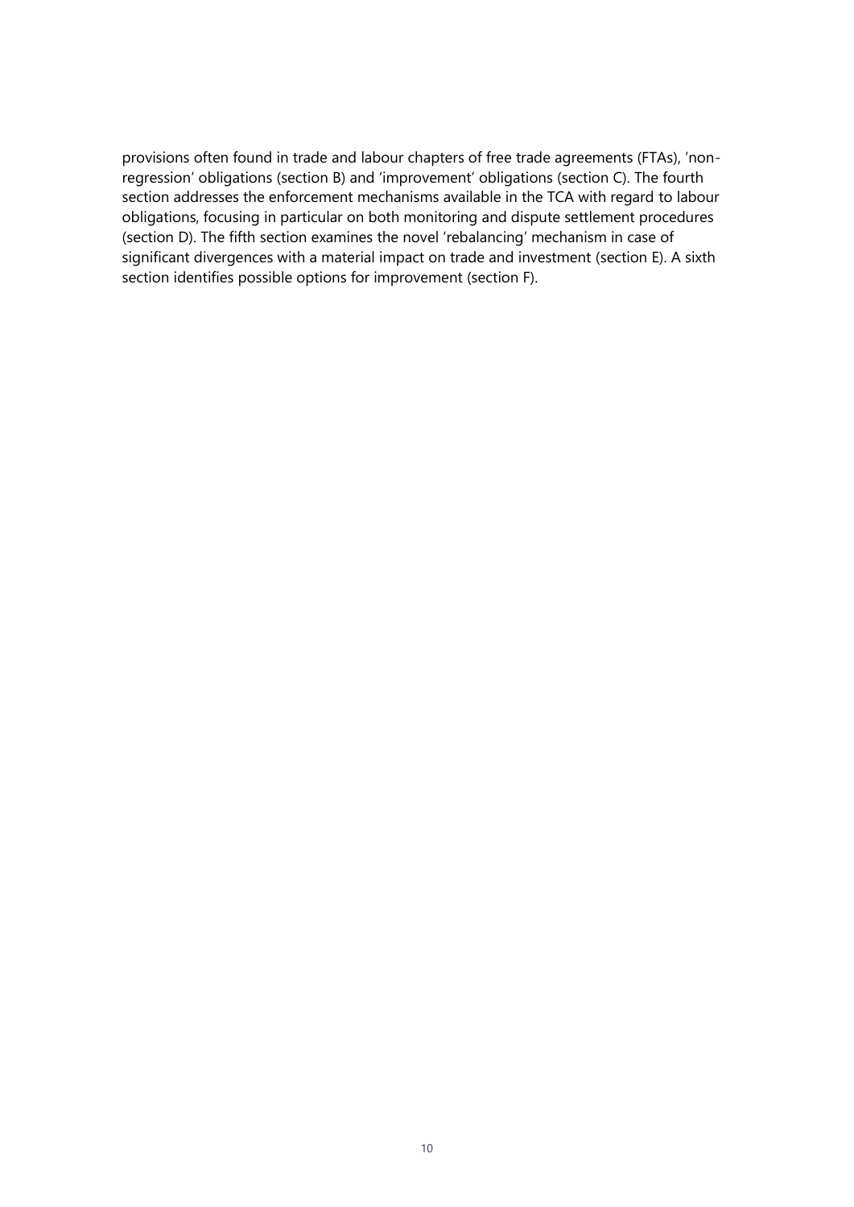provisions often found in trade and labour chapters of free trade agreements (FTAs), 'non-regression' obligations (section B) and 'improvement' obligations (section C). The fourth section addresses the enforcement mechanisms available in the TCA with regard to labour obligations, focusing in particular on both monitoring and dispute settlement procedures (section D). The fifth section examines the novel 'rebalancing' mechanism in case of significant divergences with a material impact on trade and investment (section E). A sixth section identifies possible options for improvement (section F).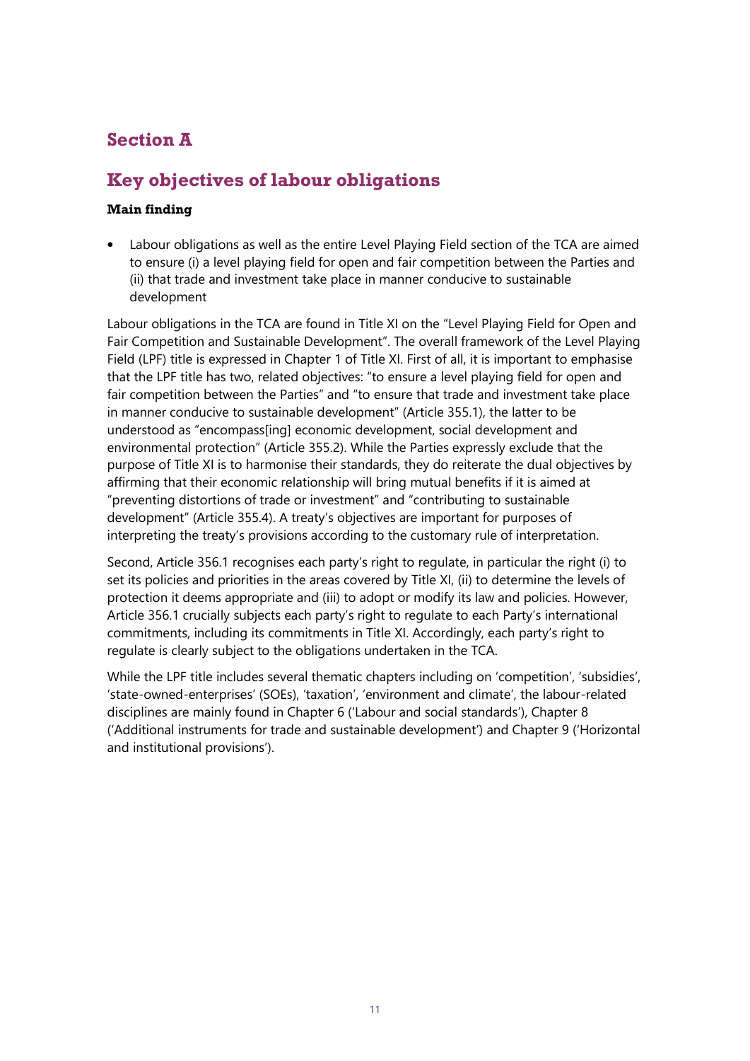## Section A

## Key objectives of labour obligations

### Main finding

- Labour obligations as well as the entire Level Playing Field section of the TCA are aimed to ensure (i) a level playing field for open and fair competition between the Parties and (ii) that trade and investment take place in manner conducive to sustainable development

Labour obligations in the TCA are found in Title XI on the "Level Playing Field for Open and Fair Competition and Sustainable Development". The overall framework of the Level Playing Field (LPF) title is expressed in Chapter 1 of Title XI. First of all, it is important to emphasise that the LPF title has two, related objectives: "to ensure a level playing field for open and fair competition between the Parties" and "to ensure that trade and investment take place in manner conducive to sustainable development" (Article 355.1), the latter to be understood as "encompass[ing] economic development, social development and environmental protection" (Article 355.2). While the Parties expressly exclude that the purpose of Title XI is to harmonise their standards, they do reiterate the dual objectives by affirming that their economic relationship will bring mutual benefits if it is aimed at "preventing distortions of trade or investment" and "contributing to sustainable development" (Article 355.4). A treaty's objectives are important for purposes of interpreting the treaty's provisions according to the customary rule of interpretation.

Second, Article 356.1 recognises each party's right to regulate, in particular the right (i) to set its policies and priorities in the areas covered by Title XI, (ii) to determine the levels of protection it deems appropriate and (iii) to adopt or modify its law and policies. However, Article 356.1 crucially subjects each party's right to regulate to each Party's international commitments, including its commitments in Title XI. Accordingly, each party's right to regulate is clearly subject to the obligations undertaken in the TCA.

While the LPF title includes several thematic chapters including on 'competition', 'subsidies', 'state-owned-enterprises' (SOEs), 'taxation', 'environment and climate', the labour-related disciplines are mainly found in Chapter 6 ('Labour and social standards'), Chapter 8 ('Additional instruments for trade and sustainable development') and Chapter 9 ('Horizontal and institutional provisions').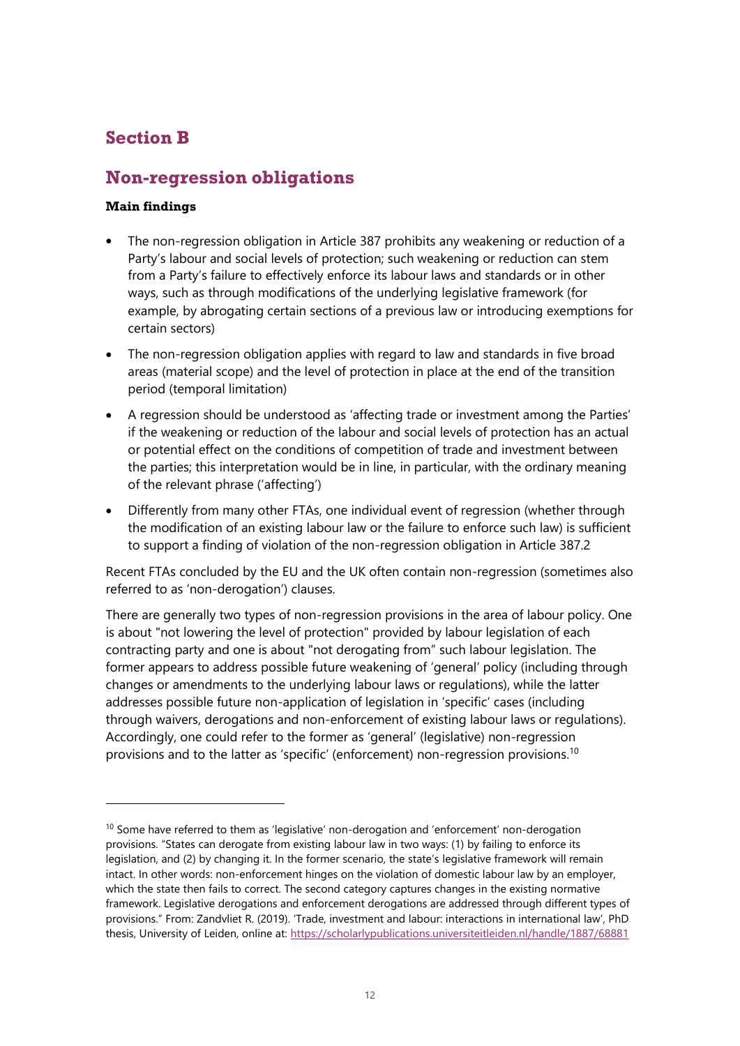## Section B

## Non-regression obligations

### Main findings

- The non-regression obligation in Article 387 prohibits any weakening or reduction of a Party's labour and social levels of protection; such weakening or reduction can stem from a Party's failure to effectively enforce its labour laws and standards or in other ways, such as through modifications of the underlying legislative framework (for example, by abrogating certain sections of a previous law or introducing exemptions for certain sectors)
- The non-regression obligation applies with regard to law and standards in five broad areas (material scope) and the level of protection in place at the end of the transition period (temporal limitation)
- A regression should be understood as 'affecting trade or investment among the Parties' if the weakening or reduction of the labour and social levels of protection has an actual or potential effect on the conditions of competition of trade and investment between the parties; this interpretation would be in line, in particular, with the ordinary meaning of the relevant phrase ('affecting')
- Differently from many other FTAs, one individual event of regression (whether through the modification of an existing labour law or the failure to enforce such law) is sufficient to support a finding of violation of the non-regression obligation in Article 387.2

Recent FTAs concluded by the EU and the UK often contain non-regression (sometimes also referred to as 'non-derogation') clauses.

There are generally two types of non-regression provisions in the area of labour policy. One is about "not lowering the level of protection" provided by labour legislation of each contracting party and one is about "not derogating from" such labour legislation. The former appears to address possible future weakening of 'general' policy (including through changes or amendments to the underlying labour laws or regulations), while the latter addresses possible future non-application of legislation in 'specific' cases (including through waivers, derogations and non-enforcement of existing labour laws or regulations). Accordingly, one could refer to the former as 'general' (legislative) non-regression provisions and to the latter as 'specific' (enforcement) non-regression provisions.[10]

---

[10] Some have referred to them as 'legislative' non-derogation and 'enforcement' non-derogation provisions. "States can derogate from existing labour law in two ways: (1) by failing to enforce its legislation, and (2) by changing it. In the former scenario, the state's legislative framework will remain intact. In other words: non-enforcement hinges on the violation of domestic labour law by an employer, which the state then fails to correct. The second category captures changes in the existing normative framework. Legislative derogations and enforcement derogations are addressed through different types of provisions." From: Zandvliet R. (2019). 'Trade, investment and labour: interactions in international law', PhD thesis, University of Leiden, online at: https://scholarlypublications.universiteitleiden.nl/handle/1887/68881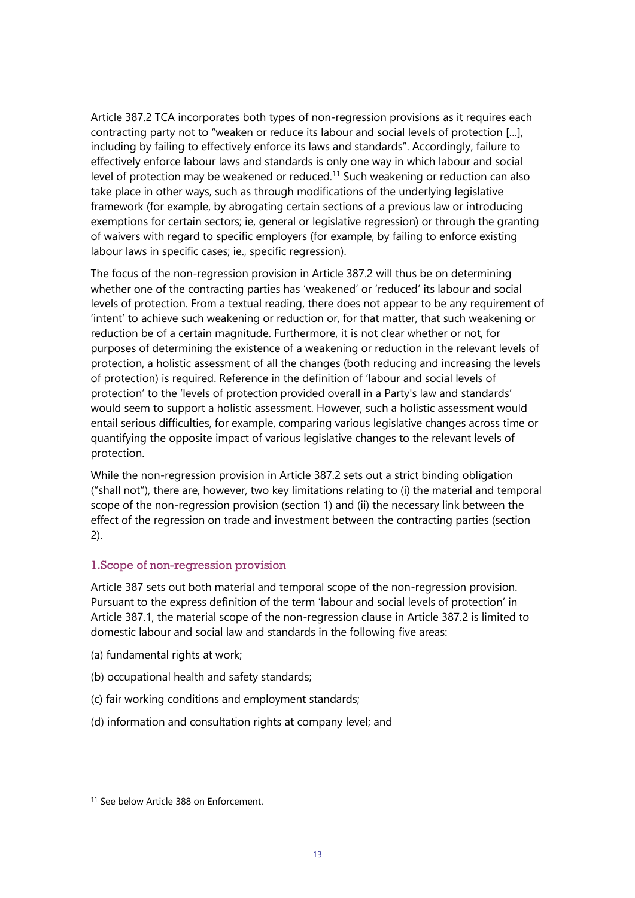Article 387.2 TCA incorporates both types of non-regression provisions as it requires each contracting party not to "weaken or reduce its labour and social levels of protection […], including by failing to effectively enforce its laws and standards". Accordingly, failure to effectively enforce labour laws and standards is only one way in which labour and social level of protection may be weakened or reduced.[11] Such weakening or reduction can also take place in other ways, such as through modifications of the underlying legislative framework (for example, by abrogating certain sections of a previous law or introducing exemptions for certain sectors; ie, general or legislative regression) or through the granting of waivers with regard to specific employers (for example, by failing to enforce existing labour laws in specific cases; ie., specific regression).

The focus of the non-regression provision in Article 387.2 will thus be on determining whether one of the contracting parties has 'weakened' or 'reduced' its labour and social levels of protection. From a textual reading, there does not appear to be any requirement of 'intent' to achieve such weakening or reduction or, for that matter, that such weakening or reduction be of a certain magnitude. Furthermore, it is not clear whether or not, for purposes of determining the existence of a weakening or reduction in the relevant levels of protection, a holistic assessment of all the changes (both reducing and increasing the levels of protection) is required. Reference in the definition of 'labour and social levels of protection' to the 'levels of protection provided overall in a Party's law and standards' would seem to support a holistic assessment. However, such a holistic assessment would entail serious difficulties, for example, comparing various legislative changes across time or quantifying the opposite impact of various legislative changes to the relevant levels of protection.

While the non-regression provision in Article 387.2 sets out a strict binding obligation ("shall not"), there are, however, two key limitations relating to (i) the material and temporal scope of the non-regression provision (section 1) and (ii) the necessary link between the effect of the regression on trade and investment between the contracting parties (section 2).

### 1.Scope of non-regression provision

Article 387 sets out both material and temporal scope of the non-regression provision. Pursuant to the express definition of the term 'labour and social levels of protection' in Article 387.1, the material scope of the non-regression clause in Article 387.2 is limited to domestic labour and social law and standards in the following five areas:

(a) fundamental rights at work;

(b) occupational health and safety standards;

(c) fair working conditions and employment standards;

(d) information and consultation rights at company level; and

---

[11] See below Article 388 on Enforcement.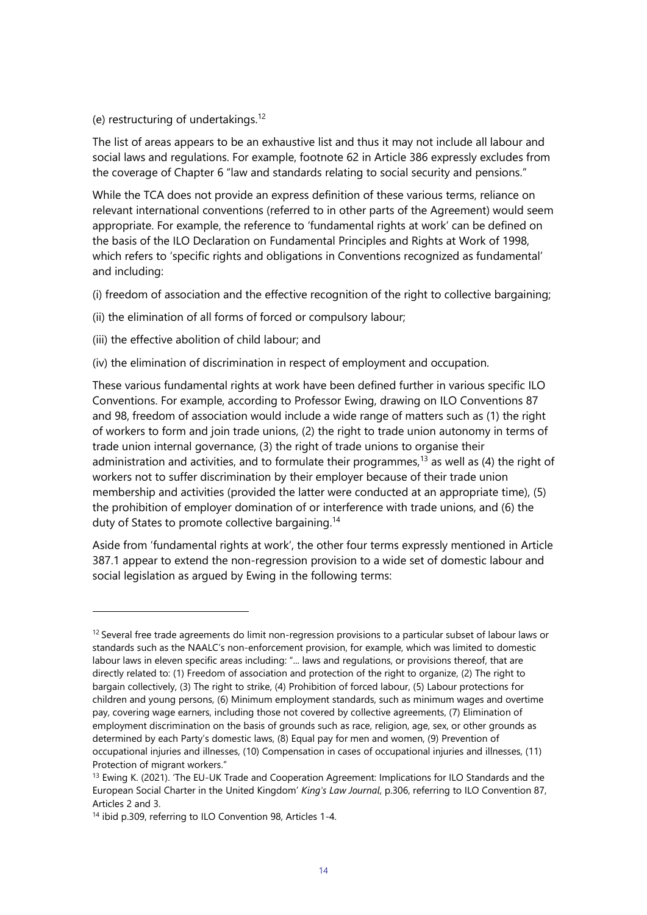(e) restructuring of undertakings.[12]

The list of areas appears to be an exhaustive list and thus it may not include all labour and social laws and regulations. For example, footnote 62 in Article 386 expressly excludes from the coverage of Chapter 6 "law and standards relating to social security and pensions."

While the TCA does not provide an express definition of these various terms, reliance on relevant international conventions (referred to in other parts of the Agreement) would seem appropriate. For example, the reference to 'fundamental rights at work' can be defined on the basis of the ILO Declaration on Fundamental Principles and Rights at Work of 1998, which refers to 'specific rights and obligations in Conventions recognized as fundamental' and including:

(i) freedom of association and the effective recognition of the right to collective bargaining;

(ii) the elimination of all forms of forced or compulsory labour;

(iii) the effective abolition of child labour; and

(iv) the elimination of discrimination in respect of employment and occupation.

These various fundamental rights at work have been defined further in various specific ILO Conventions. For example, according to Professor Ewing, drawing on ILO Conventions 87 and 98, freedom of association would include a wide range of matters such as (1) the right of workers to form and join trade unions, (2) the right to trade union autonomy in terms of trade union internal governance, (3) the right of trade unions to organise their administration and activities, and to formulate their programmes,[13] as well as (4) the right of workers not to suffer discrimination by their employer because of their trade union membership and activities (provided the latter were conducted at an appropriate time), (5) the prohibition of employer domination of or interference with trade unions, and (6) the duty of States to promote collective bargaining.[14]

Aside from 'fundamental rights at work', the other four terms expressly mentioned in Article 387.1 appear to extend the non-regression provision to a wide set of domestic labour and social legislation as argued by Ewing in the following terms:

---

[12] Several free trade agreements do limit non-regression provisions to a particular subset of labour laws or standards such as the NAALC's non-enforcement provision, for example, which was limited to domestic labour laws in eleven specific areas including: "... laws and regulations, or provisions thereof, that are directly related to: (1) Freedom of association and protection of the right to organize, (2) The right to bargain collectively, (3) The right to strike, (4) Prohibition of forced labour, (5) Labour protections for children and young persons, (6) Minimum employment standards, such as minimum wages and overtime pay, covering wage earners, including those not covered by collective agreements, (7) Elimination of employment discrimination on the basis of grounds such as race, religion, age, sex, or other grounds as determined by each Party's domestic laws, (8) Equal pay for men and women, (9) Prevention of occupational injuries and illnesses, (10) Compensation in cases of occupational injuries and illnesses, (11) Protection of migrant workers."

[13] Ewing K. (2021). 'The EU-UK Trade and Cooperation Agreement: Implications for ILO Standards and the European Social Charter in the United Kingdom' *King's Law Journal*, p.306, referring to ILO Convention 87, Articles 2 and 3.

[14] ibid p.309, referring to ILO Convention 98, Articles 1-4.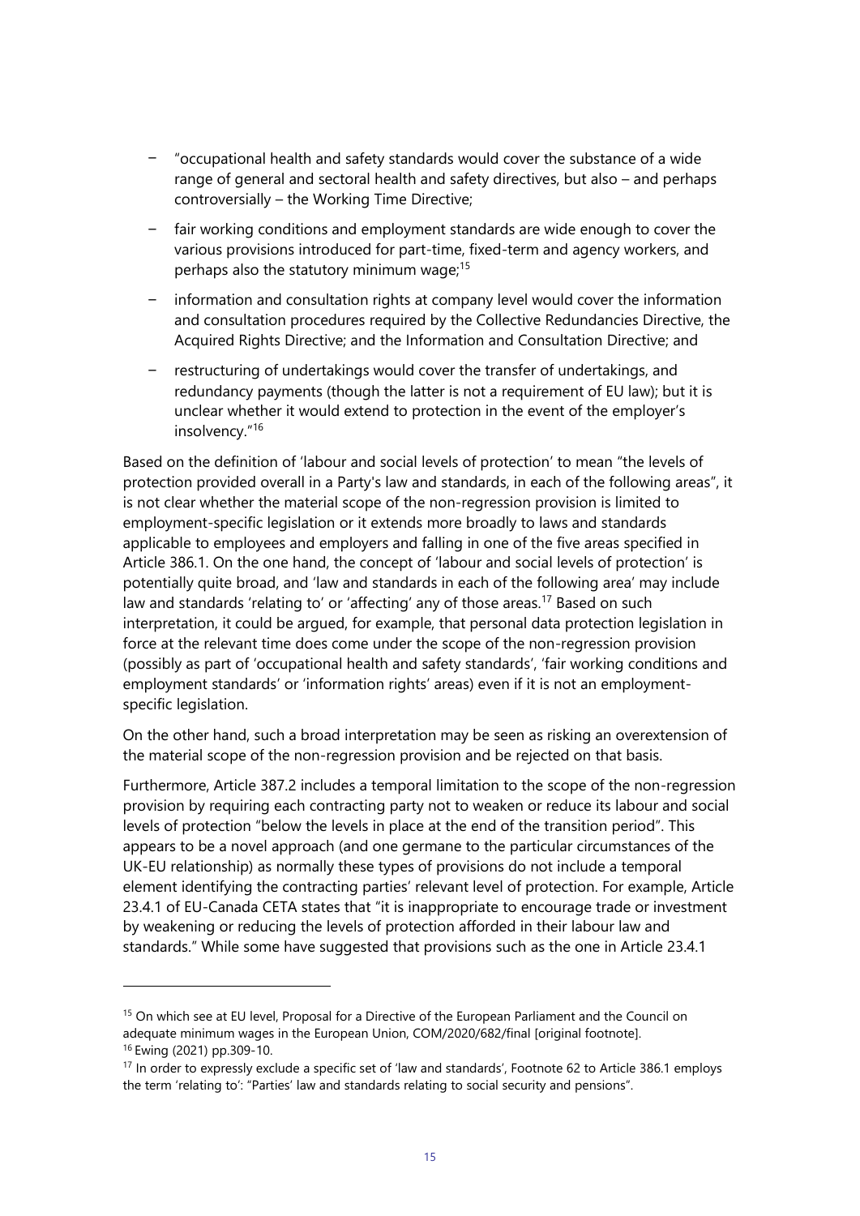- "occupational health and safety standards would cover the substance of a wide range of general and sectoral health and safety directives, but also – and perhaps controversially – the Working Time Directive;

- fair working conditions and employment standards are wide enough to cover the various provisions introduced for part-time, fixed-term and agency workers, and perhaps also the statutory minimum wage;[15]

- information and consultation rights at company level would cover the information and consultation procedures required by the Collective Redundancies Directive, the Acquired Rights Directive; and the Information and Consultation Directive; and

- restructuring of undertakings would cover the transfer of undertakings, and redundancy payments (though the latter is not a requirement of EU law); but it is unclear whether it would extend to protection in the event of the employer's insolvency."[16]

Based on the definition of 'labour and social levels of protection' to mean "the levels of protection provided overall in a Party's law and standards, in each of the following areas", it is not clear whether the material scope of the non-regression provision is limited to employment-specific legislation or it extends more broadly to laws and standards applicable to employees and employers and falling in one of the five areas specified in Article 386.1. On the one hand, the concept of 'labour and social levels of protection' is potentially quite broad, and 'law and standards in each of the following area' may include law and standards 'relating to' or 'affecting' any of those areas.[17] Based on such interpretation, it could be argued, for example, that personal data protection legislation in force at the relevant time does come under the scope of the non-regression provision (possibly as part of 'occupational health and safety standards', 'fair working conditions and employment standards' or 'information rights' areas) even if it is not an employment-specific legislation.

On the other hand, such a broad interpretation may be seen as risking an overextension of the material scope of the non-regression provision and be rejected on that basis.

Furthermore, Article 387.2 includes a temporal limitation to the scope of the non-regression provision by requiring each contracting party not to weaken or reduce its labour and social levels of protection "below the levels in place at the end of the transition period". This appears to be a novel approach (and one germane to the particular circumstances of the UK-EU relationship) as normally these types of provisions do not include a temporal element identifying the contracting parties' relevant level of protection. For example, Article 23.4.1 of EU-Canada CETA states that "it is inappropriate to encourage trade or investment by weakening or reducing the levels of protection afforded in their labour law and standards." While some have suggested that provisions such as the one in Article 23.4.1

---

[15] On which see at EU level, Proposal for a Directive of the European Parliament and the Council on adequate minimum wages in the European Union, COM/2020/682/final [original footnote].

[16] Ewing (2021) pp.309-10.

[17] In order to expressly exclude a specific set of 'law and standards', Footnote 62 to Article 386.1 employs the term 'relating to': "Parties' law and standards relating to social security and pensions".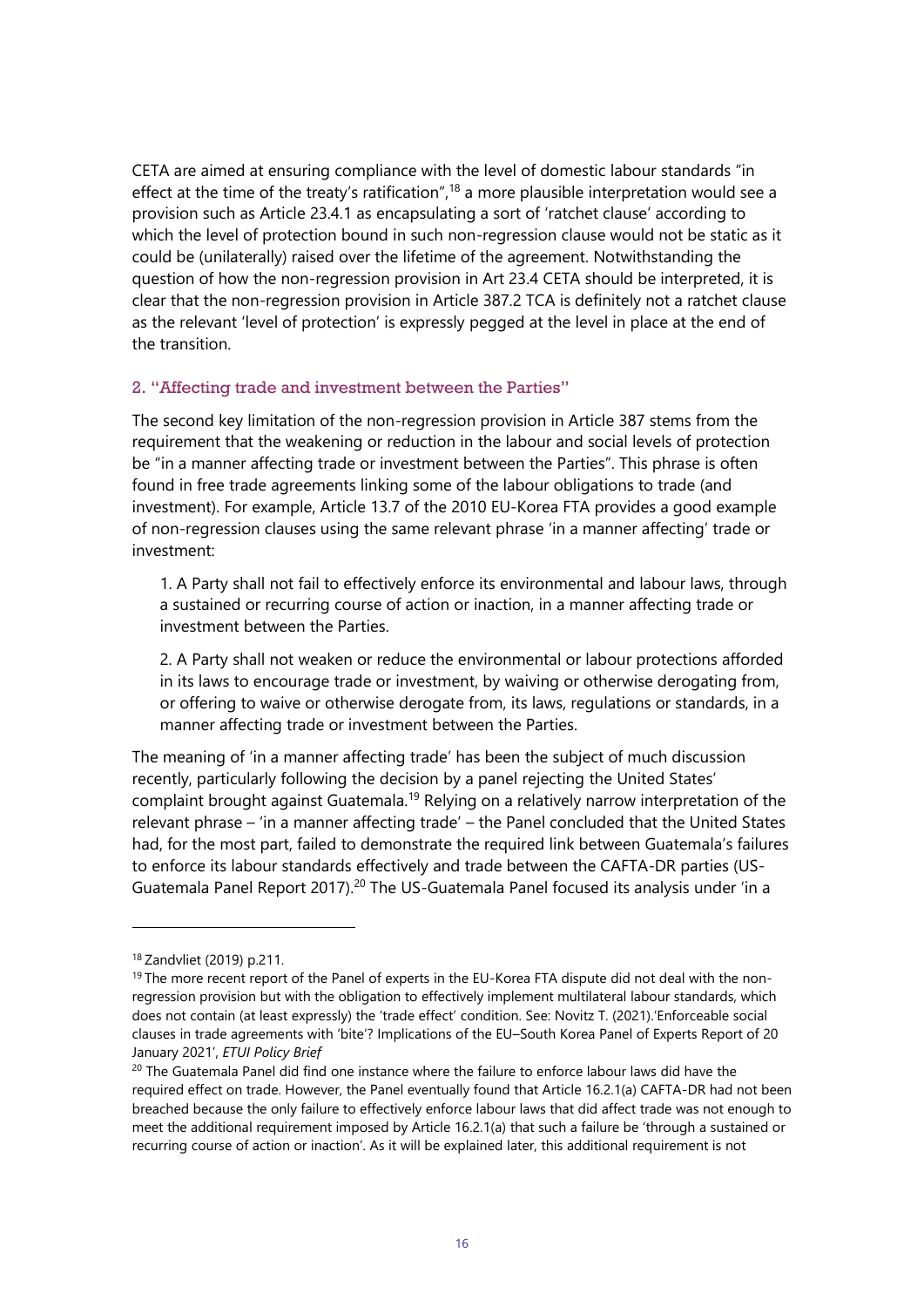CETA are aimed at ensuring compliance with the level of domestic labour standards "in effect at the time of the treaty's ratification",[18] a more plausible interpretation would see a provision such as Article 23.4.1 as encapsulating a sort of 'ratchet clause' according to which the level of protection bound in such non-regression clause would not be static as it could be (unilaterally) raised over the lifetime of the agreement. Notwithstanding the question of how the non-regression provision in Art 23.4 CETA should be interpreted, it is clear that the non-regression provision in Article 387.2 TCA is definitely not a ratchet clause as the relevant 'level of protection' is expressly pegged at the level in place at the end of the transition.

### 2. "Affecting trade and investment between the Parties"

The second key limitation of the non-regression provision in Article 387 stems from the requirement that the weakening or reduction in the labour and social levels of protection be "in a manner affecting trade or investment between the Parties". This phrase is often found in free trade agreements linking some of the labour obligations to trade (and investment). For example, Article 13.7 of the 2010 EU-Korea FTA provides a good example of non-regression clauses using the same relevant phrase 'in a manner affecting' trade or investment:

> 1. A Party shall not fail to effectively enforce its environmental and labour laws, through a sustained or recurring course of action or inaction, in a manner affecting trade or investment between the Parties.
>
> 2. A Party shall not weaken or reduce the environmental or labour protections afforded in its laws to encourage trade or investment, by waiving or otherwise derogating from, or offering to waive or otherwise derogate from, its laws, regulations or standards, in a manner affecting trade or investment between the Parties.

The meaning of 'in a manner affecting trade' has been the subject of much discussion recently, particularly following the decision by a panel rejecting the United States' complaint brought against Guatemala.[19] Relying on a relatively narrow interpretation of the relevant phrase – 'in a manner affecting trade' – the Panel concluded that the United States had, for the most part, failed to demonstrate the required link between Guatemala's failures to enforce its labour standards effectively and trade between the CAFTA-DR parties (US-Guatemala Panel Report 2017).[20] The US-Guatemala Panel focused its analysis under 'in a

---

[18] Zandvliet (2019) p.211.

[19] The more recent report of the Panel of experts in the EU-Korea FTA dispute did not deal with the non-regression provision but with the obligation to effectively implement multilateral labour standards, which does not contain (at least expressly) the 'trade effect' condition. See: Novitz T. (2021).'Enforceable social clauses in trade agreements with 'bite'? Implications of the EU–South Korea Panel of Experts Report of 20 January 2021', *ETUI Policy Brief*

[20] The Guatemala Panel did find one instance where the failure to enforce labour laws did have the required effect on trade. However, the Panel eventually found that Article 16.2.1(a) CAFTA-DR had not been breached because the only failure to effectively enforce labour laws that did affect trade was not enough to meet the additional requirement imposed by Article 16.2.1(a) that such a failure be 'through a sustained or recurring course of action or inaction'. As it will be explained later, this additional requirement is not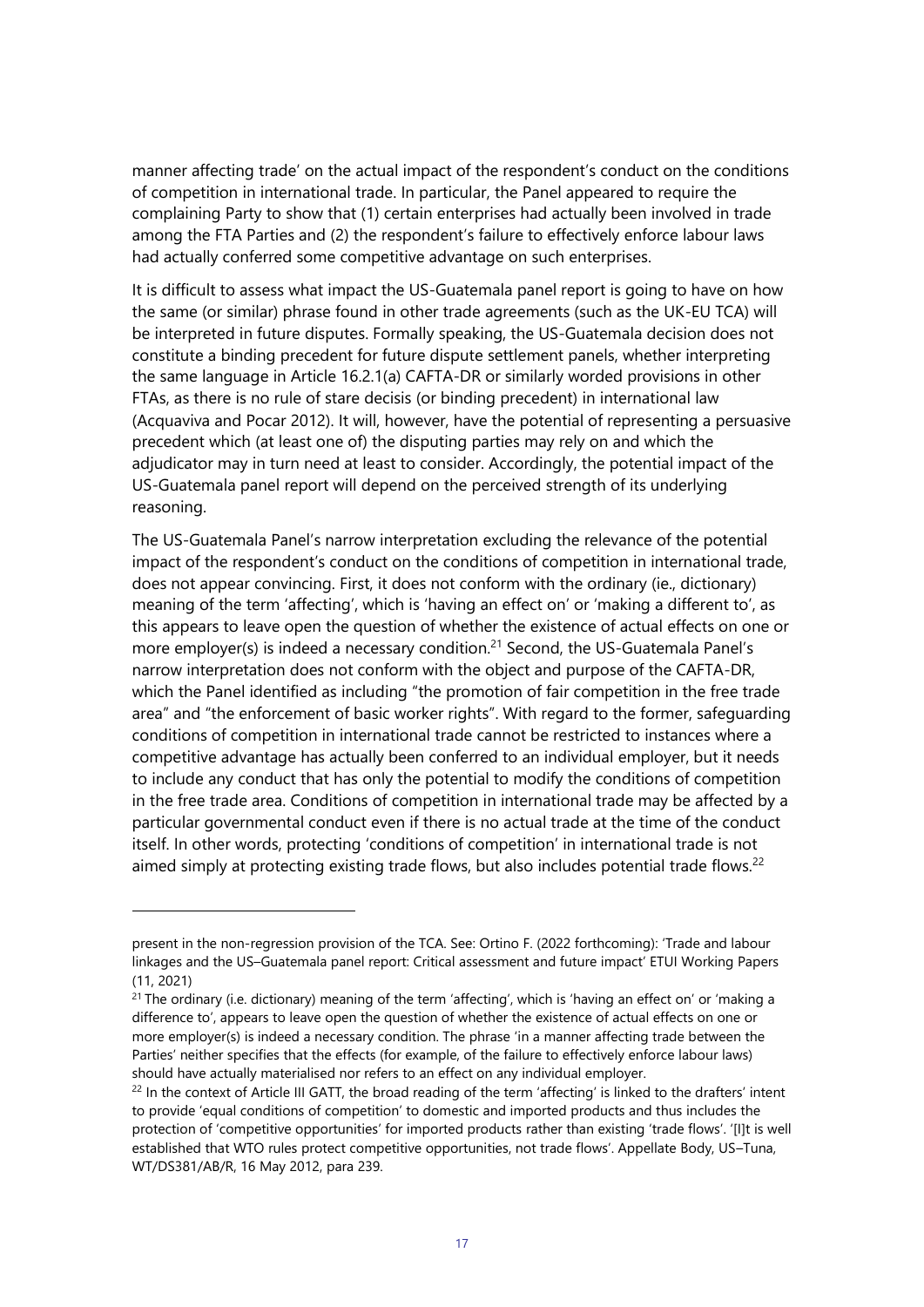manner affecting trade' on the actual impact of the respondent's conduct on the conditions of competition in international trade. In particular, the Panel appeared to require the complaining Party to show that (1) certain enterprises had actually been involved in trade among the FTA Parties and (2) the respondent's failure to effectively enforce labour laws had actually conferred some competitive advantage on such enterprises.

It is difficult to assess what impact the US-Guatemala panel report is going to have on how the same (or similar) phrase found in other trade agreements (such as the UK-EU TCA) will be interpreted in future disputes. Formally speaking, the US-Guatemala decision does not constitute a binding precedent for future dispute settlement panels, whether interpreting the same language in Article 16.2.1(a) CAFTA-DR or similarly worded provisions in other FTAs, as there is no rule of stare decisis (or binding precedent) in international law (Acquaviva and Pocar 2012). It will, however, have the potential of representing a persuasive precedent which (at least one of) the disputing parties may rely on and which the adjudicator may in turn need at least to consider. Accordingly, the potential impact of the US-Guatemala panel report will depend on the perceived strength of its underlying reasoning.

The US-Guatemala Panel's narrow interpretation excluding the relevance of the potential impact of the respondent's conduct on the conditions of competition in international trade, does not appear convincing. First, it does not conform with the ordinary (ie., dictionary) meaning of the term 'affecting', which is 'having an effect on' or 'making a different to', as this appears to leave open the question of whether the existence of actual effects on one or more employer(s) is indeed a necessary condition.[21] Second, the US-Guatemala Panel's narrow interpretation does not conform with the object and purpose of the CAFTA-DR, which the Panel identified as including "the promotion of fair competition in the free trade area" and "the enforcement of basic worker rights". With regard to the former, safeguarding conditions of competition in international trade cannot be restricted to instances where a competitive advantage has actually been conferred to an individual employer, but it needs to include any conduct that has only the potential to modify the conditions of competition in the free trade area. Conditions of competition in international trade may be affected by a particular governmental conduct even if there is no actual trade at the time of the conduct itself. In other words, protecting 'conditions of competition' in international trade is not aimed simply at protecting existing trade flows, but also includes potential trade flows.[22]

---

present in the non-regression provision of the TCA. See: Ortino F. (2022 forthcoming): 'Trade and labour linkages and the US–Guatemala panel report: Critical assessment and future impact' ETUI Working Papers (11, 2021)

[21] The ordinary (i.e. dictionary) meaning of the term 'affecting', which is 'having an effect on' or 'making a difference to', appears to leave open the question of whether the existence of actual effects on one or more employer(s) is indeed a necessary condition. The phrase 'in a manner affecting trade between the Parties' neither specifies that the effects (for example, of the failure to effectively enforce labour laws) should have actually materialised nor refers to an effect on any individual employer.

[22] In the context of Article III GATT, the broad reading of the term 'affecting' is linked to the drafters' intent to provide 'equal conditions of competition' to domestic and imported products and thus includes the protection of 'competitive opportunities' for imported products rather than existing 'trade flows'. '[I]t is well established that WTO rules protect competitive opportunities, not trade flows'. Appellate Body, US–Tuna, WT/DS381/AB/R, 16 May 2012, para 239.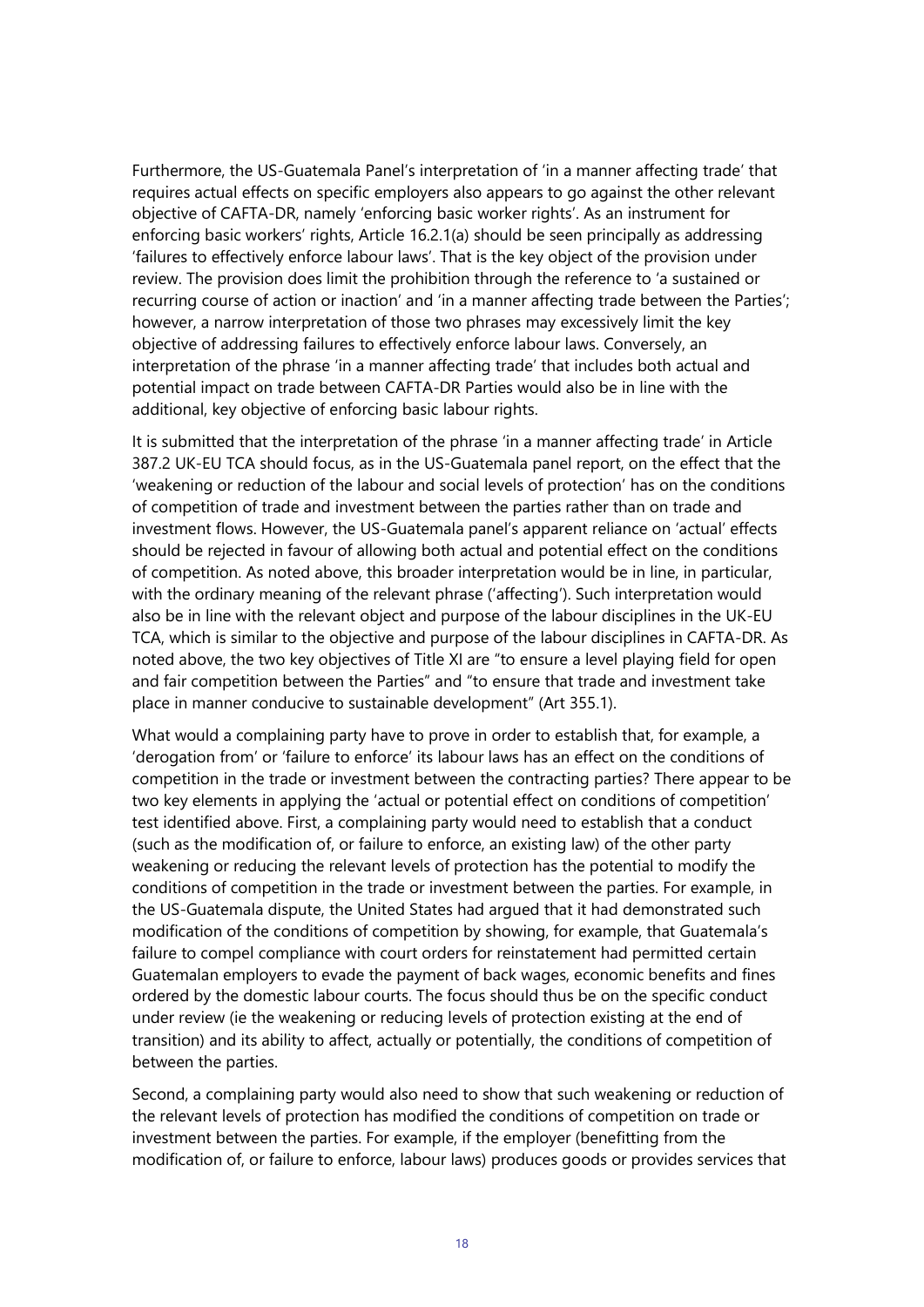Furthermore, the US-Guatemala Panel's interpretation of 'in a manner affecting trade' that requires actual effects on specific employers also appears to go against the other relevant objective of CAFTA-DR, namely 'enforcing basic worker rights'. As an instrument for enforcing basic workers' rights, Article 16.2.1(a) should be seen principally as addressing 'failures to effectively enforce labour laws'. That is the key object of the provision under review. The provision does limit the prohibition through the reference to 'a sustained or recurring course of action or inaction' and 'in a manner affecting trade between the Parties'; however, a narrow interpretation of those two phrases may excessively limit the key objective of addressing failures to effectively enforce labour laws. Conversely, an interpretation of the phrase 'in a manner affecting trade' that includes both actual and potential impact on trade between CAFTA-DR Parties would also be in line with the additional, key objective of enforcing basic labour rights.

It is submitted that the interpretation of the phrase 'in a manner affecting trade' in Article 387.2 UK-EU TCA should focus, as in the US-Guatemala panel report, on the effect that the 'weakening or reduction of the labour and social levels of protection' has on the conditions of competition of trade and investment between the parties rather than on trade and investment flows. However, the US-Guatemala panel's apparent reliance on 'actual' effects should be rejected in favour of allowing both actual and potential effect on the conditions of competition. As noted above, this broader interpretation would be in line, in particular, with the ordinary meaning of the relevant phrase ('affecting'). Such interpretation would also be in line with the relevant object and purpose of the labour disciplines in the UK-EU TCA, which is similar to the objective and purpose of the labour disciplines in CAFTA-DR. As noted above, the two key objectives of Title XI are "to ensure a level playing field for open and fair competition between the Parties" and "to ensure that trade and investment take place in manner conducive to sustainable development" (Art 355.1).

What would a complaining party have to prove in order to establish that, for example, a 'derogation from' or 'failure to enforce' its labour laws has an effect on the conditions of competition in the trade or investment between the contracting parties? There appear to be two key elements in applying the 'actual or potential effect on conditions of competition' test identified above. First, a complaining party would need to establish that a conduct (such as the modification of, or failure to enforce, an existing law) of the other party weakening or reducing the relevant levels of protection has the potential to modify the conditions of competition in the trade or investment between the parties. For example, in the US-Guatemala dispute, the United States had argued that it had demonstrated such modification of the conditions of competition by showing, for example, that Guatemala's failure to compel compliance with court orders for reinstatement had permitted certain Guatemalan employers to evade the payment of back wages, economic benefits and fines ordered by the domestic labour courts. The focus should thus be on the specific conduct under review (ie the weakening or reducing levels of protection existing at the end of transition) and its ability to affect, actually or potentially, the conditions of competition of between the parties.

Second, a complaining party would also need to show that such weakening or reduction of the relevant levels of protection has modified the conditions of competition on trade or investment between the parties. For example, if the employer (benefitting from the modification of, or failure to enforce, labour laws) produces goods or provides services that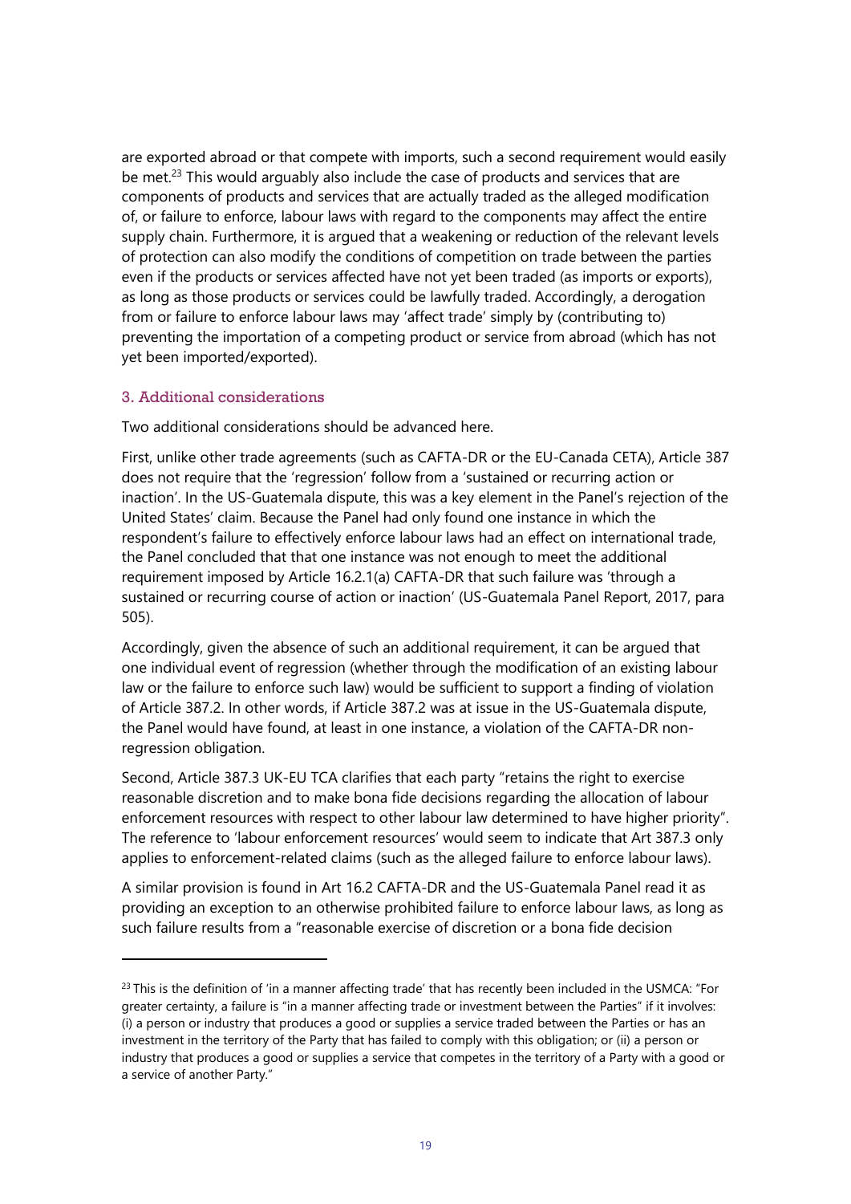are exported abroad or that compete with imports, such a second requirement would easily be met.[23] This would arguably also include the case of products and services that are components of products and services that are actually traded as the alleged modification of, or failure to enforce, labour laws with regard to the components may affect the entire supply chain. Furthermore, it is argued that a weakening or reduction of the relevant levels of protection can also modify the conditions of competition on trade between the parties even if the products or services affected have not yet been traded (as imports or exports), as long as those products or services could be lawfully traded. Accordingly, a derogation from or failure to enforce labour laws may 'affect trade' simply by (contributing to) preventing the importation of a competing product or service from abroad (which has not yet been imported/exported).

### 3. Additional considerations

Two additional considerations should be advanced here.

First, unlike other trade agreements (such as CAFTA-DR or the EU-Canada CETA), Article 387 does not require that the 'regression' follow from a 'sustained or recurring action or inaction'. In the US-Guatemala dispute, this was a key element in the Panel's rejection of the United States' claim. Because the Panel had only found one instance in which the respondent's failure to effectively enforce labour laws had an effect on international trade, the Panel concluded that that one instance was not enough to meet the additional requirement imposed by Article 16.2.1(a) CAFTA-DR that such failure was 'through a sustained or recurring course of action or inaction' (US-Guatemala Panel Report, 2017, para 505).

Accordingly, given the absence of such an additional requirement, it can be argued that one individual event of regression (whether through the modification of an existing labour law or the failure to enforce such law) would be sufficient to support a finding of violation of Article 387.2. In other words, if Article 387.2 was at issue in the US-Guatemala dispute, the Panel would have found, at least in one instance, a violation of the CAFTA-DR non-regression obligation.

Second, Article 387.3 UK-EU TCA clarifies that each party "retains the right to exercise reasonable discretion and to make bona fide decisions regarding the allocation of labour enforcement resources with respect to other labour law determined to have higher priority". The reference to 'labour enforcement resources' would seem to indicate that Art 387.3 only applies to enforcement-related claims (such as the alleged failure to enforce labour laws).

A similar provision is found in Art 16.2 CAFTA-DR and the US-Guatemala Panel read it as providing an exception to an otherwise prohibited failure to enforce labour laws, as long as such failure results from a "reasonable exercise of discretion or a bona fide decision

---

[23] This is the definition of 'in a manner affecting trade' that has recently been included in the USMCA: "For greater certainty, a failure is "in a manner affecting trade or investment between the Parties" if it involves: (i) a person or industry that produces a good or supplies a service traded between the Parties or has an investment in the territory of the Party that has failed to comply with this obligation; or (ii) a person or industry that produces a good or supplies a service that competes in the territory of a Party with a good or a service of another Party."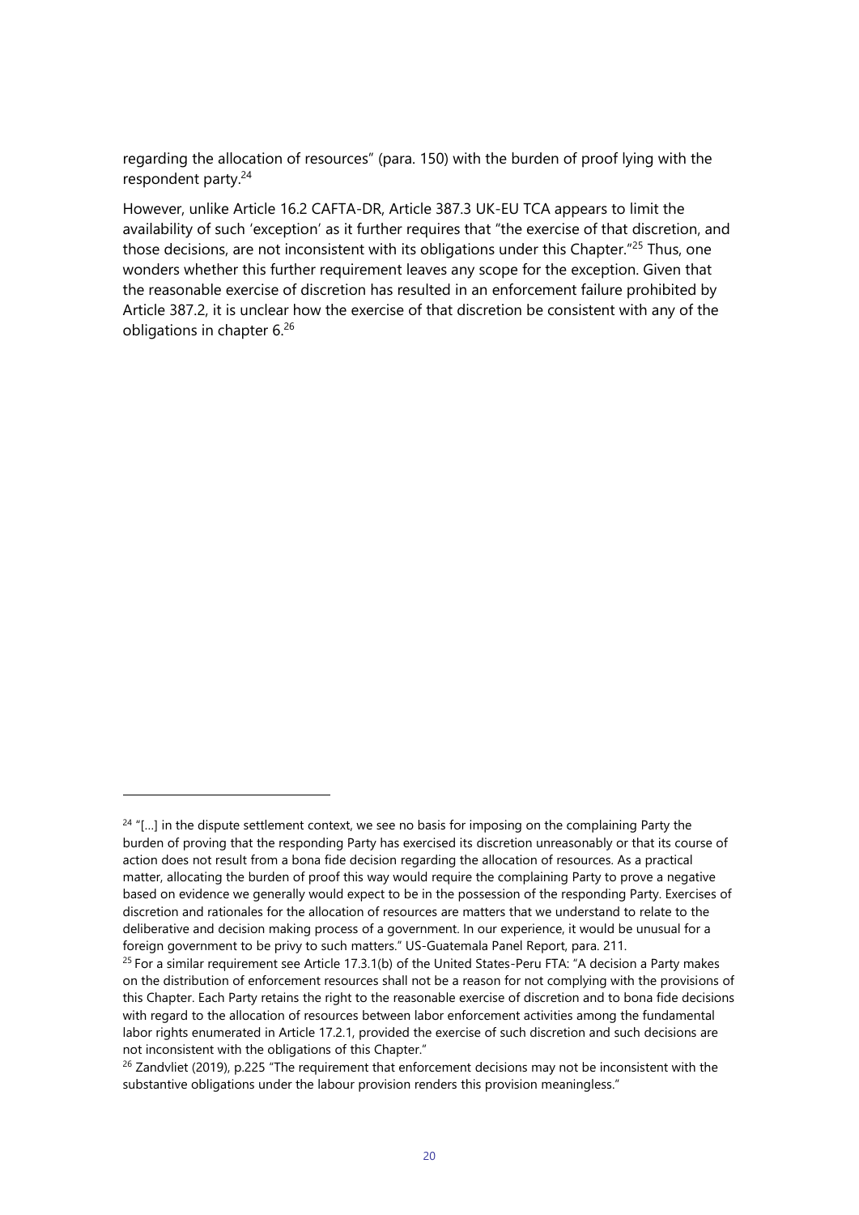regarding the allocation of resources" (para. 150) with the burden of proof lying with the respondent party.[24]

However, unlike Article 16.2 CAFTA-DR, Article 387.3 UK-EU TCA appears to limit the availability of such 'exception' as it further requires that "the exercise of that discretion, and those decisions, are not inconsistent with its obligations under this Chapter."[25] Thus, one wonders whether this further requirement leaves any scope for the exception. Given that the reasonable exercise of discretion has resulted in an enforcement failure prohibited by Article 387.2, it is unclear how the exercise of that discretion be consistent with any of the obligations in chapter 6.[26]

---

[24] "[…] in the dispute settlement context, we see no basis for imposing on the complaining Party the burden of proving that the responding Party has exercised its discretion unreasonably or that its course of action does not result from a bona fide decision regarding the allocation of resources. As a practical matter, allocating the burden of proof this way would require the complaining Party to prove a negative based on evidence we generally would expect to be in the possession of the responding Party. Exercises of discretion and rationales for the allocation of resources are matters that we understand to relate to the deliberative and decision making process of a government. In our experience, it would be unusual for a foreign government to be privy to such matters." US-Guatemala Panel Report, para. 211.

[25] For a similar requirement see Article 17.3.1(b) of the United States-Peru FTA: "A decision a Party makes on the distribution of enforcement resources shall not be a reason for not complying with the provisions of this Chapter. Each Party retains the right to the reasonable exercise of discretion and to bona fide decisions with regard to the allocation of resources between labor enforcement activities among the fundamental labor rights enumerated in Article 17.2.1, provided the exercise of such discretion and such decisions are not inconsistent with the obligations of this Chapter."

[26] Zandvliet (2019), p.225 "The requirement that enforcement decisions may not be inconsistent with the substantive obligations under the labour provision renders this provision meaningless."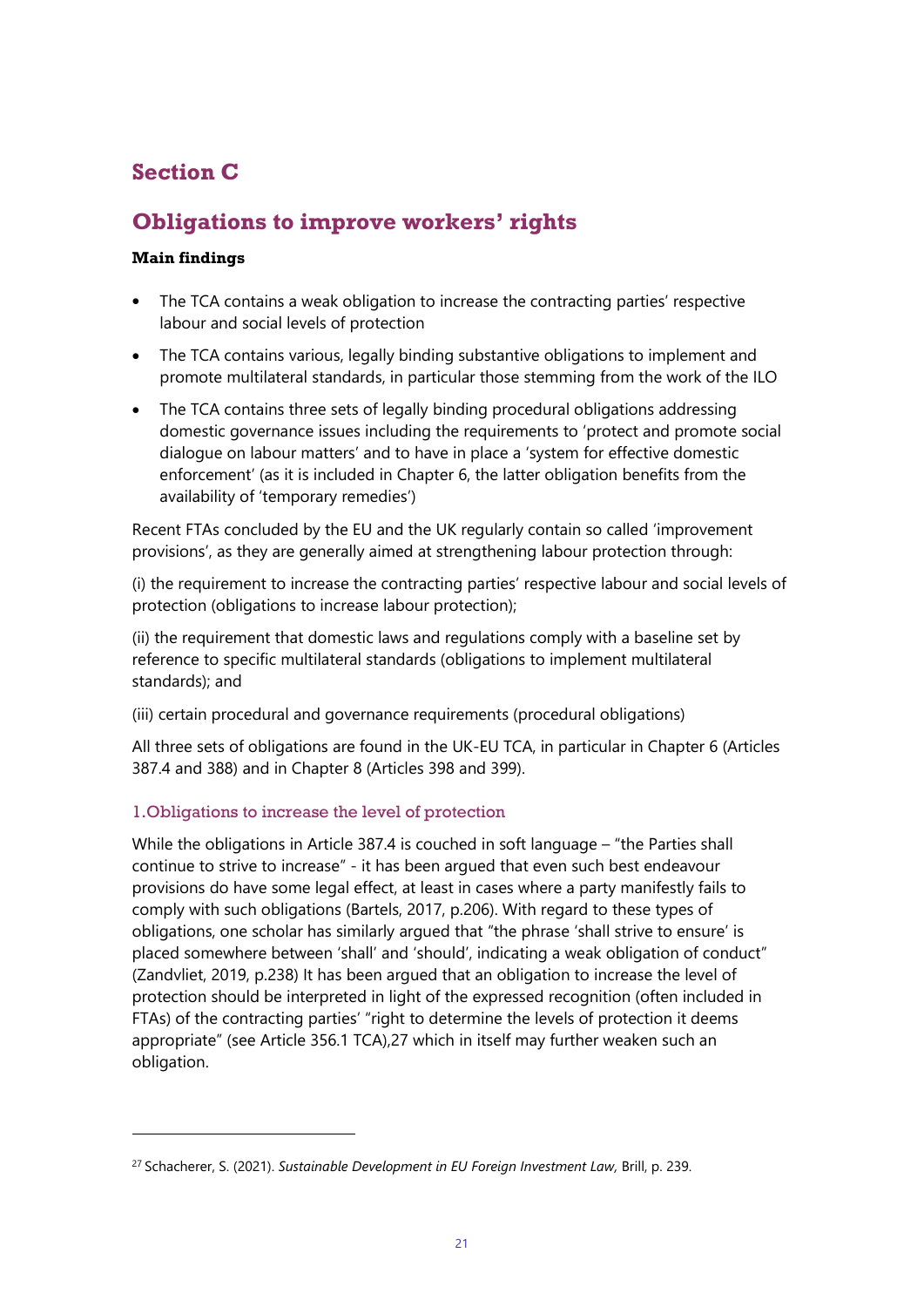# Section C

## Obligations to improve workers' rights

**Main findings**

- The TCA contains a weak obligation to increase the contracting parties' respective labour and social levels of protection
- The TCA contains various, legally binding substantive obligations to implement and promote multilateral standards, in particular those stemming from the work of the ILO
- The TCA contains three sets of legally binding procedural obligations addressing domestic governance issues including the requirements to 'protect and promote social dialogue on labour matters' and to have in place a 'system for effective domestic enforcement' (as it is included in Chapter 6, the latter obligation benefits from the availability of 'temporary remedies')

Recent FTAs concluded by the EU and the UK regularly contain so called 'improvement provisions', as they are generally aimed at strengthening labour protection through:

(i) the requirement to increase the contracting parties' respective labour and social levels of protection (obligations to increase labour protection);

(ii) the requirement that domestic laws and regulations comply with a baseline set by reference to specific multilateral standards (obligations to implement multilateral standards); and

(iii) certain procedural and governance requirements (procedural obligations)

All three sets of obligations are found in the UK-EU TCA, in particular in Chapter 6 (Articles 387.4 and 388) and in Chapter 8 (Articles 398 and 399).

### 1.Obligations to increase the level of protection

While the obligations in Article 387.4 is couched in soft language – "the Parties shall continue to strive to increase" - it has been argued that even such best endeavour provisions do have some legal effect, at least in cases where a party manifestly fails to comply with such obligations (Bartels, 2017, p.206). With regard to these types of obligations, one scholar has similarly argued that "the phrase 'shall strive to ensure' is placed somewhere between 'shall' and 'should', indicating a weak obligation of conduct" (Zandvliet, 2019, p.238) It has been argued that an obligation to increase the level of protection should be interpreted in light of the expressed recognition (often included in FTAs) of the contracting parties' "right to determine the levels of protection it deems appropriate" (see Article 356.1 TCA),[27] which in itself may further weaken such an obligation.

---

[27] Schacherer, S. (2021). *Sustainable Development in EU Foreign Investment Law,* Brill, p. 239.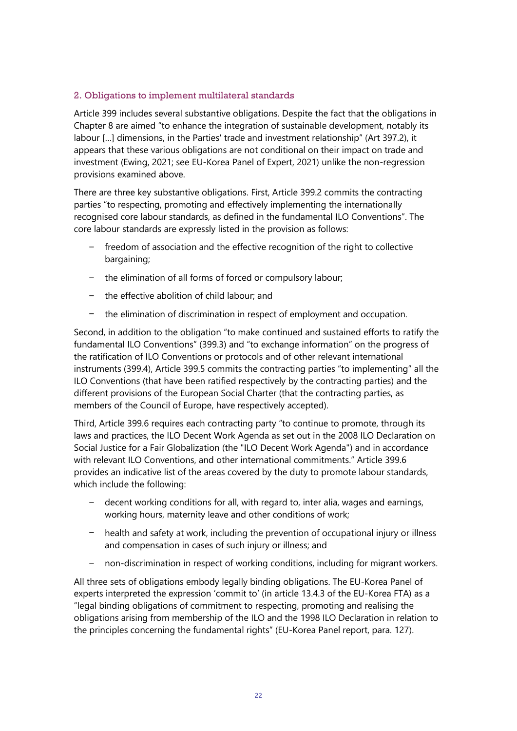## 2. Obligations to implement multilateral standards

Article 399 includes several substantive obligations. Despite the fact that the obligations in Chapter 8 are aimed "to enhance the integration of sustainable development, notably its labour […] dimensions, in the Parties' trade and investment relationship" (Art 397.2), it appears that these various obligations are not conditional on their impact on trade and investment (Ewing, 2021; see EU-Korea Panel of Expert, 2021) unlike the non-regression provisions examined above.

There are three key substantive obligations. First, Article 399.2 commits the contracting parties "to respecting, promoting and effectively implementing the internationally recognised core labour standards, as defined in the fundamental ILO Conventions". The core labour standards are expressly listed in the provision as follows:

- freedom of association and the effective recognition of the right to collective bargaining;
- the elimination of all forms of forced or compulsory labour;
- the effective abolition of child labour; and
- the elimination of discrimination in respect of employment and occupation.

Second, in addition to the obligation "to make continued and sustained efforts to ratify the fundamental ILO Conventions" (399.3) and "to exchange information" on the progress of the ratification of ILO Conventions or protocols and of other relevant international instruments (399.4), Article 399.5 commits the contracting parties "to implementing" all the ILO Conventions (that have been ratified respectively by the contracting parties) and the different provisions of the European Social Charter (that the contracting parties, as members of the Council of Europe, have respectively accepted).

Third, Article 399.6 requires each contracting party "to continue to promote, through its laws and practices, the ILO Decent Work Agenda as set out in the 2008 ILO Declaration on Social Justice for a Fair Globalization (the "ILO Decent Work Agenda") and in accordance with relevant ILO Conventions, and other international commitments." Article 399.6 provides an indicative list of the areas covered by the duty to promote labour standards, which include the following:

- decent working conditions for all, with regard to, inter alia, wages and earnings, working hours, maternity leave and other conditions of work;
- health and safety at work, including the prevention of occupational injury or illness and compensation in cases of such injury or illness; and
- non-discrimination in respect of working conditions, including for migrant workers.

All three sets of obligations embody legally binding obligations. The EU-Korea Panel of experts interpreted the expression 'commit to' (in article 13.4.3 of the EU-Korea FTA) as a "legal binding obligations of commitment to respecting, promoting and realising the obligations arising from membership of the ILO and the 1998 ILO Declaration in relation to the principles concerning the fundamental rights" (EU-Korea Panel report, para. 127).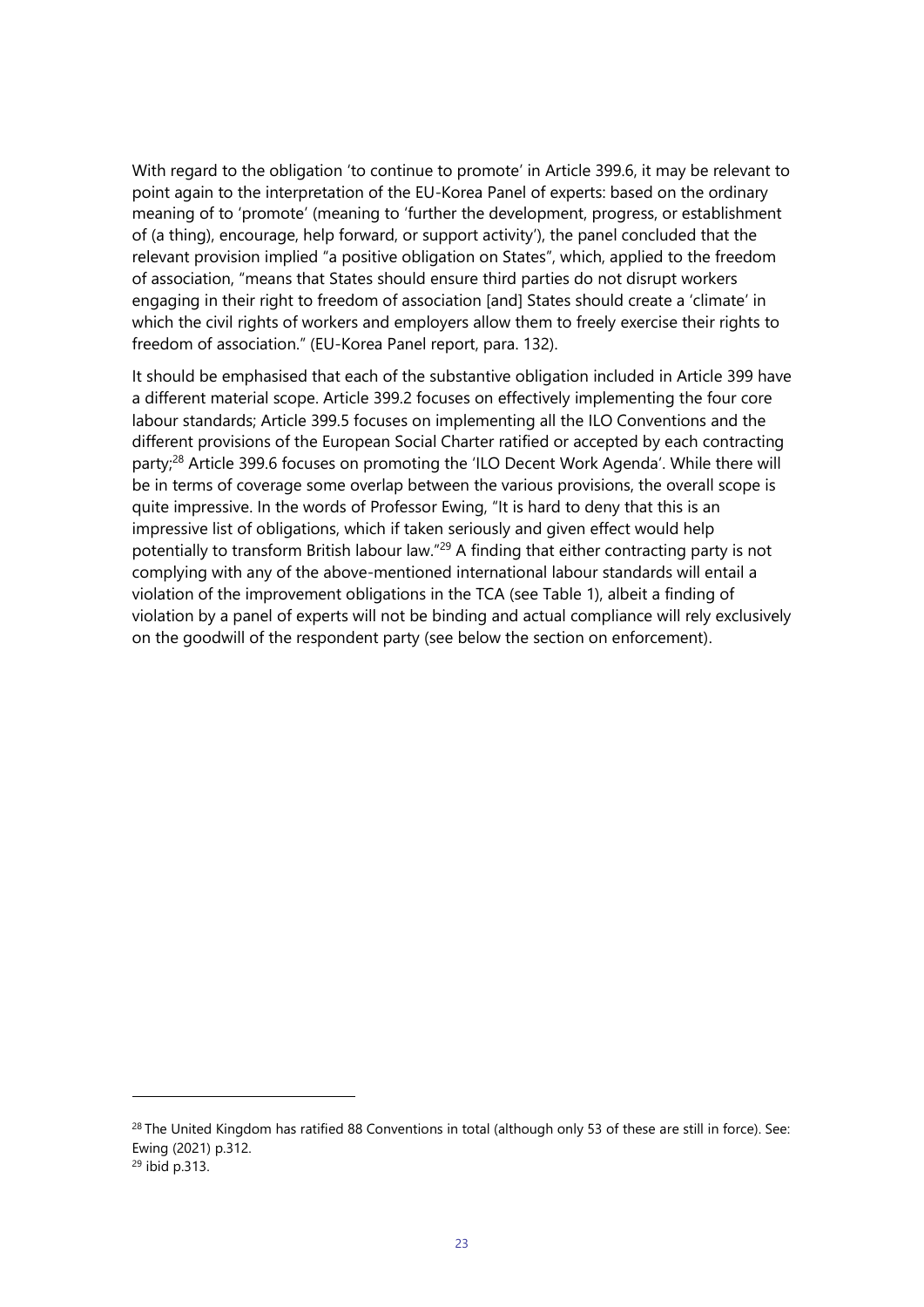With regard to the obligation 'to continue to promote' in Article 399.6, it may be relevant to point again to the interpretation of the EU-Korea Panel of experts: based on the ordinary meaning of to 'promote' (meaning to 'further the development, progress, or establishment of (a thing), encourage, help forward, or support activity'), the panel concluded that the relevant provision implied "a positive obligation on States", which, applied to the freedom of association, "means that States should ensure third parties do not disrupt workers engaging in their right to freedom of association [and] States should create a 'climate' in which the civil rights of workers and employers allow them to freely exercise their rights to freedom of association." (EU-Korea Panel report, para. 132).

It should be emphasised that each of the substantive obligation included in Article 399 have a different material scope. Article 399.2 focuses on effectively implementing the four core labour standards; Article 399.5 focuses on implementing all the ILO Conventions and the different provisions of the European Social Charter ratified or accepted by each contracting party;[28] Article 399.6 focuses on promoting the 'ILO Decent Work Agenda'. While there will be in terms of coverage some overlap between the various provisions, the overall scope is quite impressive. In the words of Professor Ewing, "It is hard to deny that this is an impressive list of obligations, which if taken seriously and given effect would help potentially to transform British labour law."[29] A finding that either contracting party is not complying with any of the above-mentioned international labour standards will entail a violation of the improvement obligations in the TCA (see Table 1), albeit a finding of violation by a panel of experts will not be binding and actual compliance will rely exclusively on the goodwill of the respondent party (see below the section on enforcement).

---

[28] The United Kingdom has ratified 88 Conventions in total (although only 53 of these are still in force). See: Ewing (2021) p.312.

[29] ibid p.313.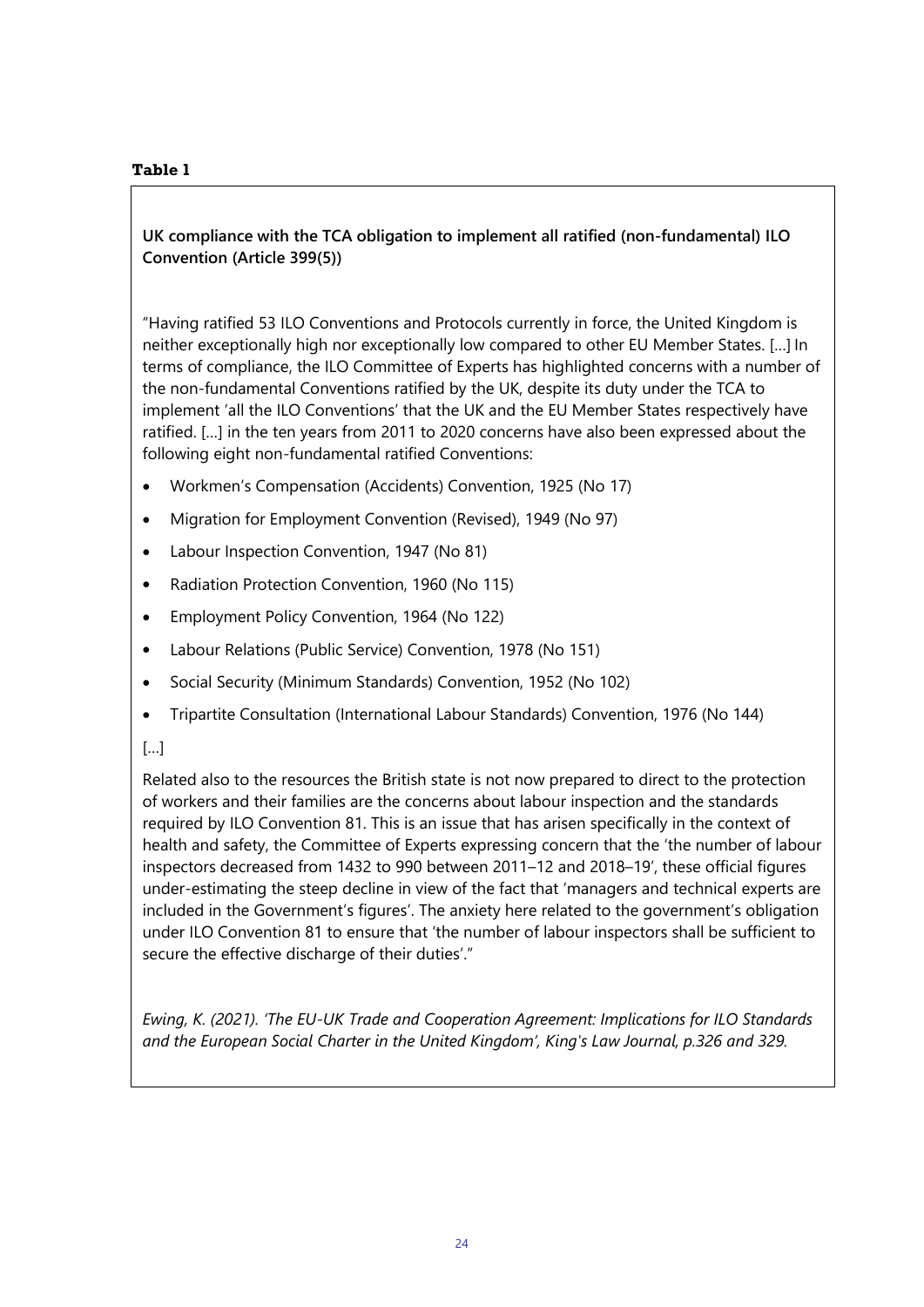**Table 1**

**UK compliance with the TCA obligation to implement all ratified (non-fundamental) ILO Convention (Article 399(5))**

"Having ratified 53 ILO Conventions and Protocols currently in force, the United Kingdom is neither exceptionally high nor exceptionally low compared to other EU Member States. [...] In terms of compliance, the ILO Committee of Experts has highlighted concerns with a number of the non-fundamental Conventions ratified by the UK, despite its duty under the TCA to implement 'all the ILO Conventions' that the UK and the EU Member States respectively have ratified. [...] in the ten years from 2011 to 2020 concerns have also been expressed about the following eight non-fundamental ratified Conventions:

- Workmen's Compensation (Accidents) Convention, 1925 (No 17)
- Migration for Employment Convention (Revised), 1949 (No 97)
- Labour Inspection Convention, 1947 (No 81)
- Radiation Protection Convention, 1960 (No 115)
- Employment Policy Convention, 1964 (No 122)
- Labour Relations (Public Service) Convention, 1978 (No 151)
- Social Security (Minimum Standards) Convention, 1952 (No 102)
- Tripartite Consultation (International Labour Standards) Convention, 1976 (No 144)

[...]

Related also to the resources the British state is not now prepared to direct to the protection of workers and their families are the concerns about labour inspection and the standards required by ILO Convention 81. This is an issue that has arisen specifically in the context of health and safety, the Committee of Experts expressing concern that the 'the number of labour inspectors decreased from 1432 to 990 between 2011–12 and 2018–19', these official figures under-estimating the steep decline in view of the fact that 'managers and technical experts are included in the Government's figures'. The anxiety here related to the government's obligation under ILO Convention 81 to ensure that 'the number of labour inspectors shall be sufficient to secure the effective discharge of their duties'."

*Ewing, K. (2021). 'The EU-UK Trade and Cooperation Agreement: Implications for ILO Standards and the European Social Charter in the United Kingdom', King's Law Journal, p.326 and 329.*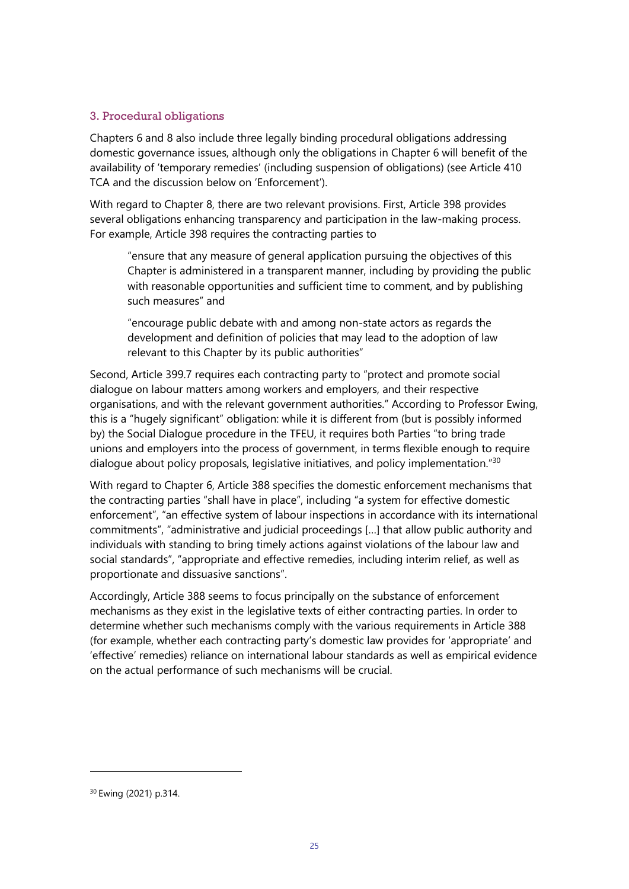### 3. Procedural obligations

Chapters 6 and 8 also include three legally binding procedural obligations addressing domestic governance issues, although only the obligations in Chapter 6 will benefit of the availability of 'temporary remedies' (including suspension of obligations) (see Article 410 TCA and the discussion below on 'Enforcement').

With regard to Chapter 8, there are two relevant provisions. First, Article 398 provides several obligations enhancing transparency and participation in the law-making process. For example, Article 398 requires the contracting parties to

> "ensure that any measure of general application pursuing the objectives of this Chapter is administered in a transparent manner, including by providing the public with reasonable opportunities and sufficient time to comment, and by publishing such measures" and
>
> "encourage public debate with and among non-state actors as regards the development and definition of policies that may lead to the adoption of law relevant to this Chapter by its public authorities"

Second, Article 399.7 requires each contracting party to "protect and promote social dialogue on labour matters among workers and employers, and their respective organisations, and with the relevant government authorities." According to Professor Ewing, this is a "hugely significant" obligation: while it is different from (but is possibly informed by) the Social Dialogue procedure in the TFEU, it requires both Parties "to bring trade unions and employers into the process of government, in terms flexible enough to require dialogue about policy proposals, legislative initiatives, and policy implementation."[30]

With regard to Chapter 6, Article 388 specifies the domestic enforcement mechanisms that the contracting parties "shall have in place", including "a system for effective domestic enforcement", "an effective system of labour inspections in accordance with its international commitments", "administrative and judicial proceedings […] that allow public authority and individuals with standing to bring timely actions against violations of the labour law and social standards", "appropriate and effective remedies, including interim relief, as well as proportionate and dissuasive sanctions".

Accordingly, Article 388 seems to focus principally on the substance of enforcement mechanisms as they exist in the legislative texts of either contracting parties. In order to determine whether such mechanisms comply with the various requirements in Article 388 (for example, whether each contracting party's domestic law provides for 'appropriate' and 'effective' remedies) reliance on international labour standards as well as empirical evidence on the actual performance of such mechanisms will be crucial.

---

[30] Ewing (2021) p.314.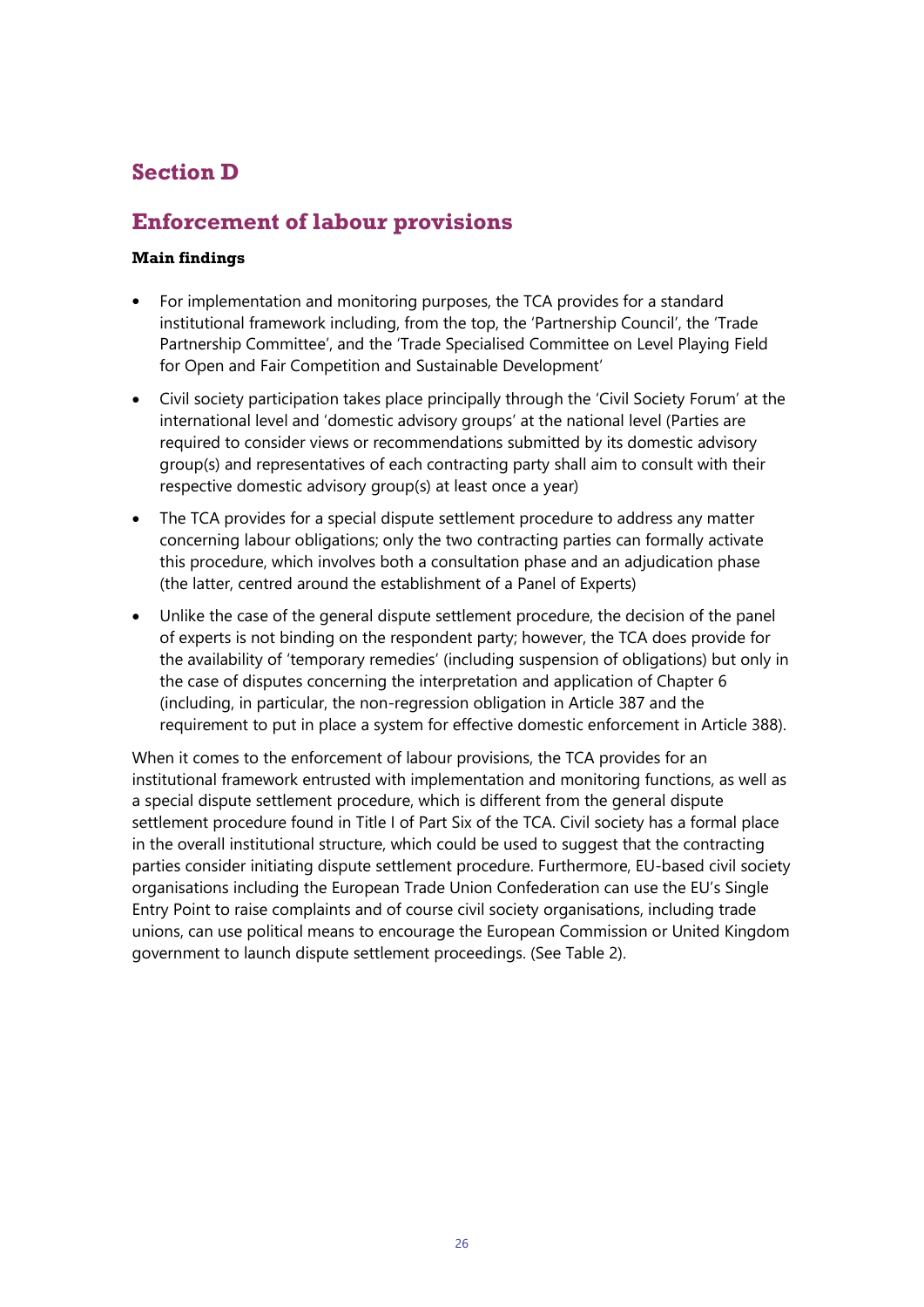## Section D

## Enforcement of labour provisions

### Main findings

- For implementation and monitoring purposes, the TCA provides for a standard institutional framework including, from the top, the 'Partnership Council', the 'Trade Partnership Committee', and the 'Trade Specialised Committee on Level Playing Field for Open and Fair Competition and Sustainable Development'
- Civil society participation takes place principally through the 'Civil Society Forum' at the international level and 'domestic advisory groups' at the national level (Parties are required to consider views or recommendations submitted by its domestic advisory group(s) and representatives of each contracting party shall aim to consult with their respective domestic advisory group(s) at least once a year)
- The TCA provides for a special dispute settlement procedure to address any matter concerning labour obligations; only the two contracting parties can formally activate this procedure, which involves both a consultation phase and an adjudication phase (the latter, centred around the establishment of a Panel of Experts)
- Unlike the case of the general dispute settlement procedure, the decision of the panel of experts is not binding on the respondent party; however, the TCA does provide for the availability of 'temporary remedies' (including suspension of obligations) but only in the case of disputes concerning the interpretation and application of Chapter 6 (including, in particular, the non-regression obligation in Article 387 and the requirement to put in place a system for effective domestic enforcement in Article 388).

When it comes to the enforcement of labour provisions, the TCA provides for an institutional framework entrusted with implementation and monitoring functions, as well as a special dispute settlement procedure, which is different from the general dispute settlement procedure found in Title I of Part Six of the TCA. Civil society has a formal place in the overall institutional structure, which could be used to suggest that the contracting parties consider initiating dispute settlement procedure. Furthermore, EU-based civil society organisations including the European Trade Union Confederation can use the EU's Single Entry Point to raise complaints and of course civil society organisations, including trade unions, can use political means to encourage the European Commission or United Kingdom government to launch dispute settlement proceedings. (See Table 2).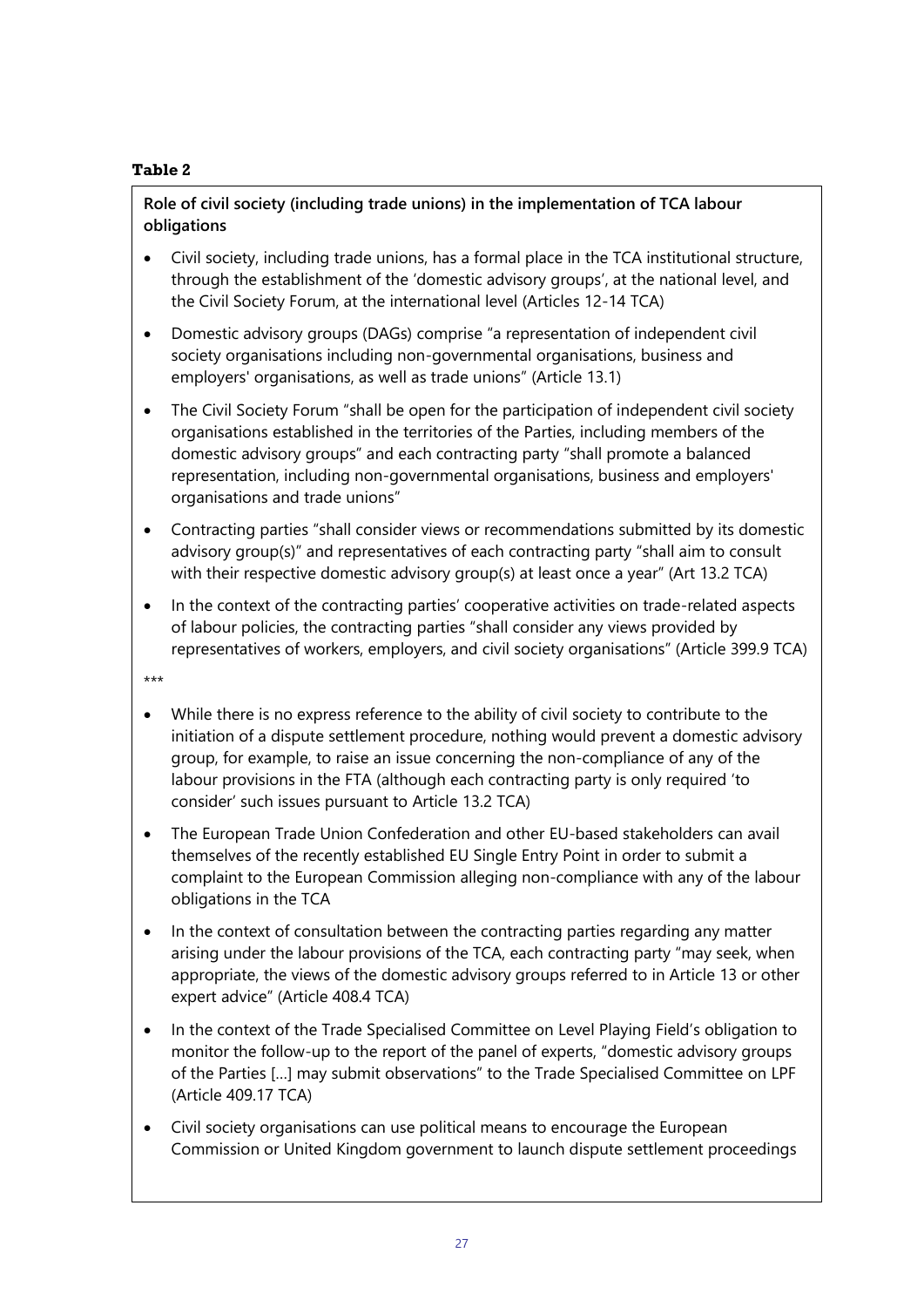**Table 2**

**Role of civil society (including trade unions) in the implementation of TCA labour obligations**

- Civil society, including trade unions, has a formal place in the TCA institutional structure, through the establishment of the 'domestic advisory groups', at the national level, and the Civil Society Forum, at the international level (Articles 12-14 TCA)
- Domestic advisory groups (DAGs) comprise "a representation of independent civil society organisations including non-governmental organisations, business and employers' organisations, as well as trade unions" (Article 13.1)
- The Civil Society Forum "shall be open for the participation of independent civil society organisations established in the territories of the Parties, including members of the domestic advisory groups" and each contracting party "shall promote a balanced representation, including non-governmental organisations, business and employers' organisations and trade unions"
- Contracting parties "shall consider views or recommendations submitted by its domestic advisory group(s)" and representatives of each contracting party "shall aim to consult with their respective domestic advisory group(s) at least once a year" (Art 13.2 TCA)
- In the context of the contracting parties' cooperative activities on trade-related aspects of labour policies, the contracting parties "shall consider any views provided by representatives of workers, employers, and civil society organisations" (Article 399.9 TCA)

***

- While there is no express reference to the ability of civil society to contribute to the initiation of a dispute settlement procedure, nothing would prevent a domestic advisory group, for example, to raise an issue concerning the non-compliance of any of the labour provisions in the FTA (although each contracting party is only required 'to consider' such issues pursuant to Article 13.2 TCA)
- The European Trade Union Confederation and other EU-based stakeholders can avail themselves of the recently established EU Single Entry Point in order to submit a complaint to the European Commission alleging non-compliance with any of the labour obligations in the TCA
- In the context of consultation between the contracting parties regarding any matter arising under the labour provisions of the TCA, each contracting party "may seek, when appropriate, the views of the domestic advisory groups referred to in Article 13 or other expert advice" (Article 408.4 TCA)
- In the context of the Trade Specialised Committee on Level Playing Field's obligation to monitor the follow-up to the report of the panel of experts, "domestic advisory groups of the Parties [...] may submit observations" to the Trade Specialised Committee on LPF (Article 409.17 TCA)
- Civil society organisations can use political means to encourage the European Commission or United Kingdom government to launch dispute settlement proceedings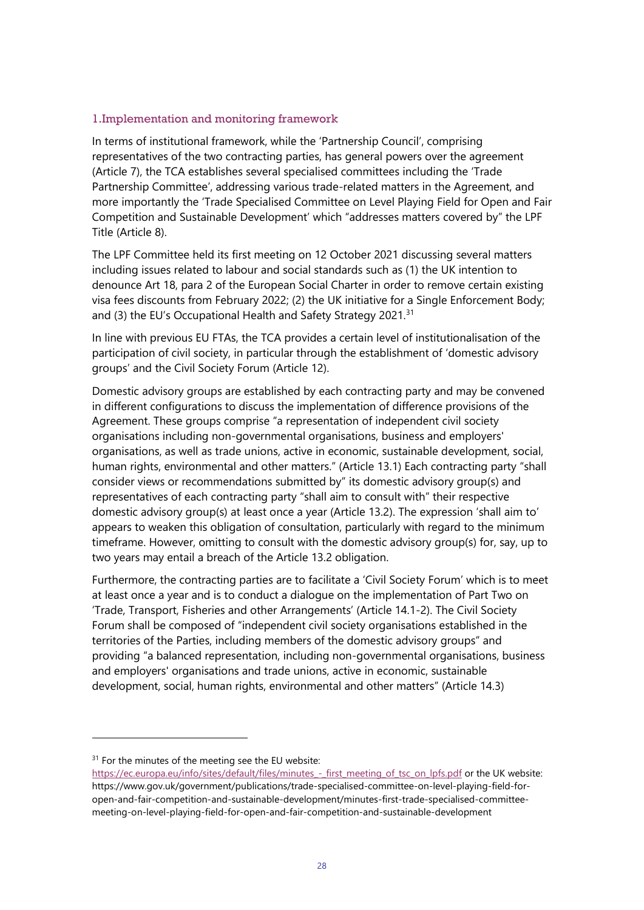### 1. Implementation and monitoring framework

In terms of institutional framework, while the 'Partnership Council', comprising representatives of the two contracting parties, has general powers over the agreement (Article 7), the TCA establishes several specialised committees including the 'Trade Partnership Committee', addressing various trade-related matters in the Agreement, and more importantly the 'Trade Specialised Committee on Level Playing Field for Open and Fair Competition and Sustainable Development' which "addresses matters covered by" the LPF Title (Article 8).

The LPF Committee held its first meeting on 12 October 2021 discussing several matters including issues related to labour and social standards such as (1) the UK intention to denounce Art 18, para 2 of the European Social Charter in order to remove certain existing visa fees discounts from February 2022; (2) the UK initiative for a Single Enforcement Body; and (3) the EU's Occupational Health and Safety Strategy 2021.[31]

In line with previous EU FTAs, the TCA provides a certain level of institutionalisation of the participation of civil society, in particular through the establishment of 'domestic advisory groups' and the Civil Society Forum (Article 12).

Domestic advisory groups are established by each contracting party and may be convened in different configurations to discuss the implementation of difference provisions of the Agreement. These groups comprise "a representation of independent civil society organisations including non-governmental organisations, business and employers' organisations, as well as trade unions, active in economic, sustainable development, social, human rights, environmental and other matters." (Article 13.1) Each contracting party "shall consider views or recommendations submitted by" its domestic advisory group(s) and representatives of each contracting party "shall aim to consult with" their respective domestic advisory group(s) at least once a year (Article 13.2). The expression 'shall aim to' appears to weaken this obligation of consultation, particularly with regard to the minimum timeframe. However, omitting to consult with the domestic advisory group(s) for, say, up to two years may entail a breach of the Article 13.2 obligation.

Furthermore, the contracting parties are to facilitate a 'Civil Society Forum' which is to meet at least once a year and is to conduct a dialogue on the implementation of Part Two on 'Trade, Transport, Fisheries and other Arrangements' (Article 14.1-2). The Civil Society Forum shall be composed of "independent civil society organisations established in the territories of the Parties, including members of the domestic advisory groups" and providing "a balanced representation, including non-governmental organisations, business and employers' organisations and trade unions, active in economic, sustainable development, social, human rights, environmental and other matters" (Article 14.3)

---

[31] For the minutes of the meeting see the EU website: https://ec.europa.eu/info/sites/default/files/minutes_-_first_meeting_of_tsc_on_lpfs.pdf or the UK website: https://www.gov.uk/government/publications/trade-specialised-committee-on-level-playing-field-for-open-and-fair-competition-and-sustainable-development/minutes-first-trade-specialised-committee-meeting-on-level-playing-field-for-open-and-fair-competition-and-sustainable-development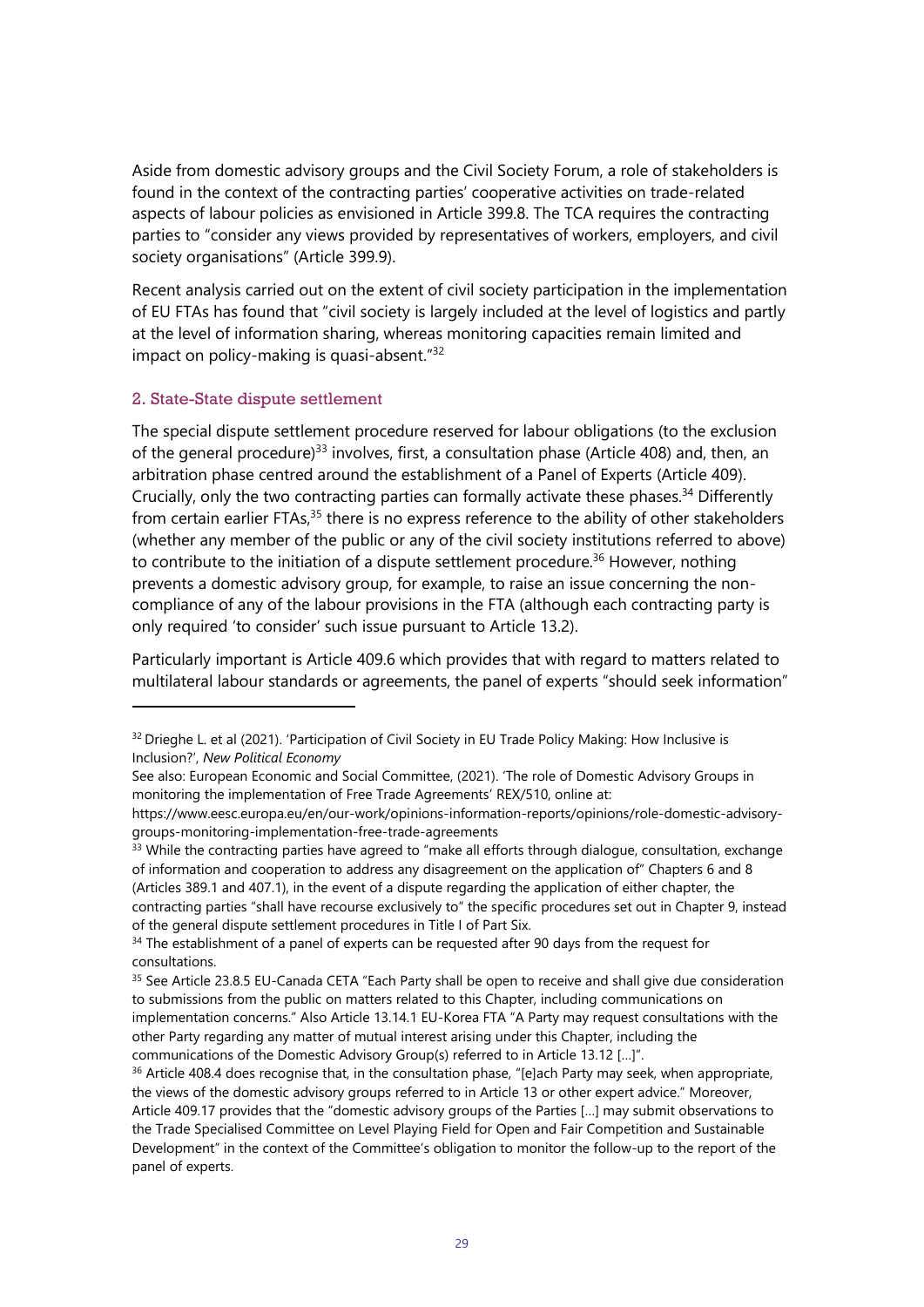Aside from domestic advisory groups and the Civil Society Forum, a role of stakeholders is found in the context of the contracting parties' cooperative activities on trade-related aspects of labour policies as envisioned in Article 399.8. The TCA requires the contracting parties to "consider any views provided by representatives of workers, employers, and civil society organisations" (Article 399.9).

Recent analysis carried out on the extent of civil society participation in the implementation of EU FTAs has found that "civil society is largely included at the level of logistics and partly at the level of information sharing, whereas monitoring capacities remain limited and impact on policy-making is quasi-absent."[32]

### 2. State-State dispute settlement

The special dispute settlement procedure reserved for labour obligations (to the exclusion of the general procedure)[33] involves, first, a consultation phase (Article 408) and, then, an arbitration phase centred around the establishment of a Panel of Experts (Article 409). Crucially, only the two contracting parties can formally activate these phases.[34] Differently from certain earlier FTAs,[35] there is no express reference to the ability of other stakeholders (whether any member of the public or any of the civil society institutions referred to above) to contribute to the initiation of a dispute settlement procedure.[36] However, nothing prevents a domestic advisory group, for example, to raise an issue concerning the non-compliance of any of the labour provisions in the FTA (although each contracting party is only required 'to consider' such issue pursuant to Article 13.2).

Particularly important is Article 409.6 which provides that with regard to matters related to multilateral labour standards or agreements, the panel of experts "should seek information"

---

[32] Drieghe L. et al (2021). 'Participation of Civil Society in EU Trade Policy Making: How Inclusive is Inclusion?', *New Political Economy*

See also: European Economic and Social Committee, (2021). 'The role of Domestic Advisory Groups in monitoring the implementation of Free Trade Agreements' REX/510, online at: https://www.eesc.europa.eu/en/our-work/opinions-information-reports/opinions/role-domestic-advisory-groups-monitoring-implementation-free-trade-agreements

[33] While the contracting parties have agreed to "make all efforts through dialogue, consultation, exchange of information and cooperation to address any disagreement on the application of" Chapters 6 and 8 (Articles 389.1 and 407.1), in the event of a dispute regarding the application of either chapter, the contracting parties "shall have recourse exclusively to" the specific procedures set out in Chapter 9, instead of the general dispute settlement procedures in Title I of Part Six.

[34] The establishment of a panel of experts can be requested after 90 days from the request for consultations.

[35] See Article 23.8.5 EU-Canada CETA "Each Party shall be open to receive and shall give due consideration to submissions from the public on matters related to this Chapter, including communications on implementation concerns." Also Article 13.14.1 EU-Korea FTA "A Party may request consultations with the other Party regarding any matter of mutual interest arising under this Chapter, including the communications of the Domestic Advisory Group(s) referred to in Article 13.12 […]".

[36] Article 408.4 does recognise that, in the consultation phase, "[e]ach Party may seek, when appropriate, the views of the domestic advisory groups referred to in Article 13 or other expert advice." Moreover, Article 409.17 provides that the "domestic advisory groups of the Parties […] may submit observations to the Trade Specialised Committee on Level Playing Field for Open and Fair Competition and Sustainable Development" in the context of the Committee's obligation to monitor the follow-up to the report of the panel of experts.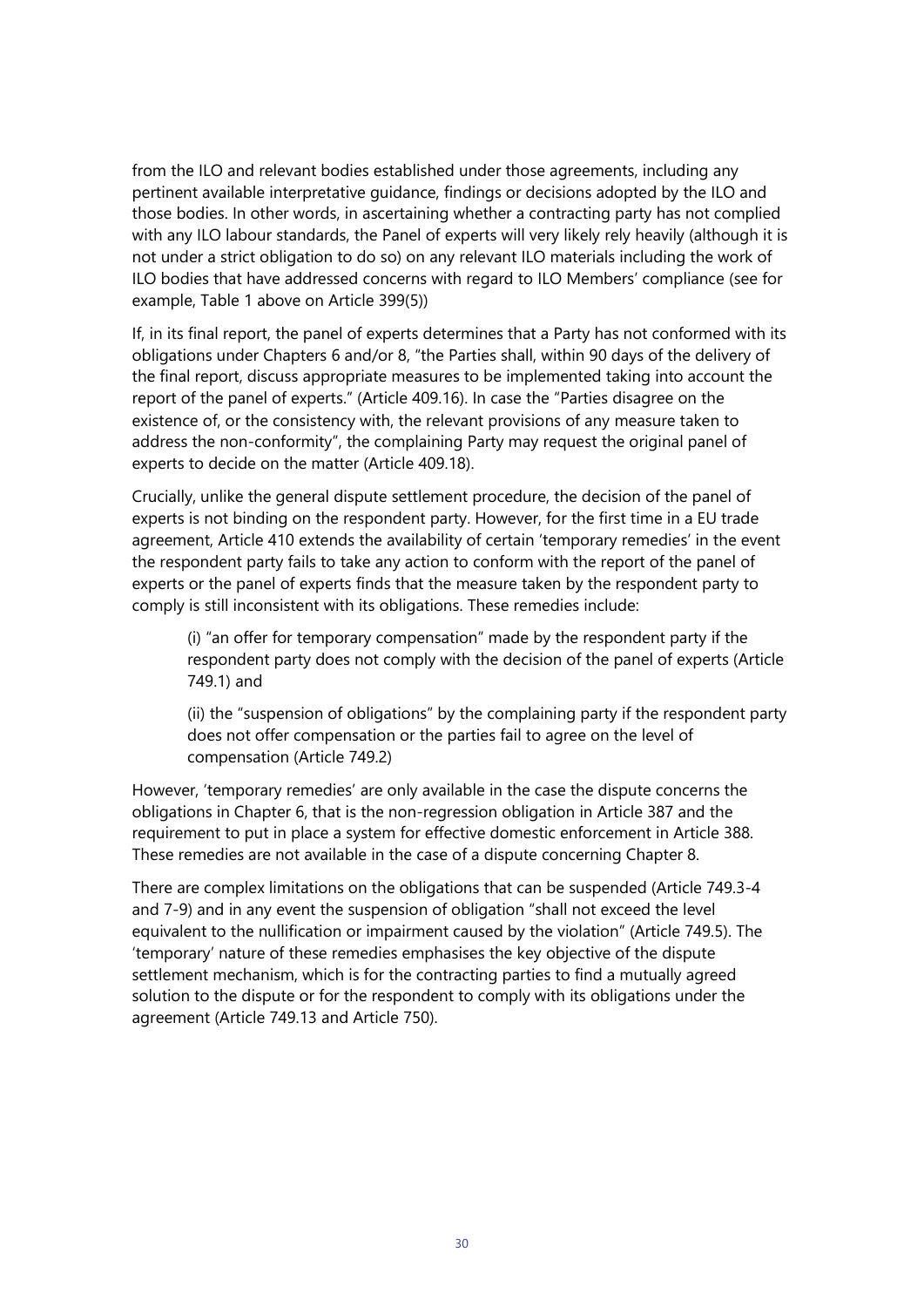from the ILO and relevant bodies established under those agreements, including any pertinent available interpretative guidance, findings or decisions adopted by the ILO and those bodies. In other words, in ascertaining whether a contracting party has not complied with any ILO labour standards, the Panel of experts will very likely rely heavily (although it is not under a strict obligation to do so) on any relevant ILO materials including the work of ILO bodies that have addressed concerns with regard to ILO Members' compliance (see for example, Table 1 above on Article 399(5))

If, in its final report, the panel of experts determines that a Party has not conformed with its obligations under Chapters 6 and/or 8, "the Parties shall, within 90 days of the delivery of the final report, discuss appropriate measures to be implemented taking into account the report of the panel of experts." (Article 409.16). In case the "Parties disagree on the existence of, or the consistency with, the relevant provisions of any measure taken to address the non-conformity", the complaining Party may request the original panel of experts to decide on the matter (Article 409.18).

Crucially, unlike the general dispute settlement procedure, the decision of the panel of experts is not binding on the respondent party. However, for the first time in a EU trade agreement, Article 410 extends the availability of certain 'temporary remedies' in the event the respondent party fails to take any action to conform with the report of the panel of experts or the panel of experts finds that the measure taken by the respondent party to comply is still inconsistent with its obligations. These remedies include:

> (i) "an offer for temporary compensation" made by the respondent party if the respondent party does not comply with the decision of the panel of experts (Article 749.1) and
>
> (ii) the "suspension of obligations" by the complaining party if the respondent party does not offer compensation or the parties fail to agree on the level of compensation (Article 749.2)

However, 'temporary remedies' are only available in the case the dispute concerns the obligations in Chapter 6, that is the non-regression obligation in Article 387 and the requirement to put in place a system for effective domestic enforcement in Article 388. These remedies are not available in the case of a dispute concerning Chapter 8.

There are complex limitations on the obligations that can be suspended (Article 749.3-4 and 7-9) and in any event the suspension of obligation "shall not exceed the level equivalent to the nullification or impairment caused by the violation" (Article 749.5). The 'temporary' nature of these remedies emphasises the key objective of the dispute settlement mechanism, which is for the contracting parties to find a mutually agreed solution to the dispute or for the respondent to comply with its obligations under the agreement (Article 749.13 and Article 750).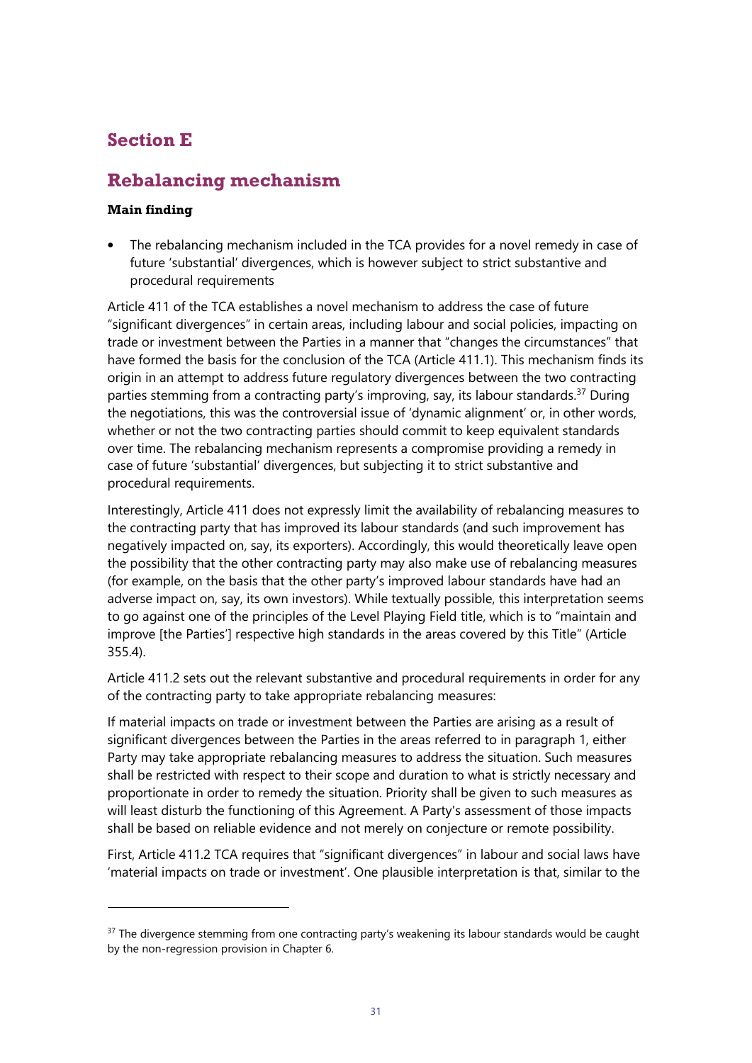## Section E

## Rebalancing mechanism

#### Main finding

- The rebalancing mechanism included in the TCA provides for a novel remedy in case of future 'substantial' divergences, which is however subject to strict substantive and procedural requirements

Article 411 of the TCA establishes a novel mechanism to address the case of future "significant divergences" in certain areas, including labour and social policies, impacting on trade or investment between the Parties in a manner that "changes the circumstances" that have formed the basis for the conclusion of the TCA (Article 411.1). This mechanism finds its origin in an attempt to address future regulatory divergences between the two contracting parties stemming from a contracting party's improving, say, its labour standards.[37] During the negotiations, this was the controversial issue of 'dynamic alignment' or, in other words, whether or not the two contracting parties should commit to keep equivalent standards over time. The rebalancing mechanism represents a compromise providing a remedy in case of future 'substantial' divergences, but subjecting it to strict substantive and procedural requirements.

Interestingly, Article 411 does not expressly limit the availability of rebalancing measures to the contracting party that has improved its labour standards (and such improvement has negatively impacted on, say, its exporters). Accordingly, this would theoretically leave open the possibility that the other contracting party may also make use of rebalancing measures (for example, on the basis that the other party's improved labour standards have had an adverse impact on, say, its own investors). While textually possible, this interpretation seems to go against one of the principles of the Level Playing Field title, which is to "maintain and improve [the Parties'] respective high standards in the areas covered by this Title" (Article 355.4).

Article 411.2 sets out the relevant substantive and procedural requirements in order for any of the contracting party to take appropriate rebalancing measures:

If material impacts on trade or investment between the Parties are arising as a result of significant divergences between the Parties in the areas referred to in paragraph 1, either Party may take appropriate rebalancing measures to address the situation. Such measures shall be restricted with respect to their scope and duration to what is strictly necessary and proportionate in order to remedy the situation. Priority shall be given to such measures as will least disturb the functioning of this Agreement. A Party's assessment of those impacts shall be based on reliable evidence and not merely on conjecture or remote possibility.

First, Article 411.2 TCA requires that "significant divergences" in labour and social laws have 'material impacts on trade or investment'. One plausible interpretation is that, similar to the

[37] The divergence stemming from one contracting party's weakening its labour standards would be caught by the non-regression provision in Chapter 6.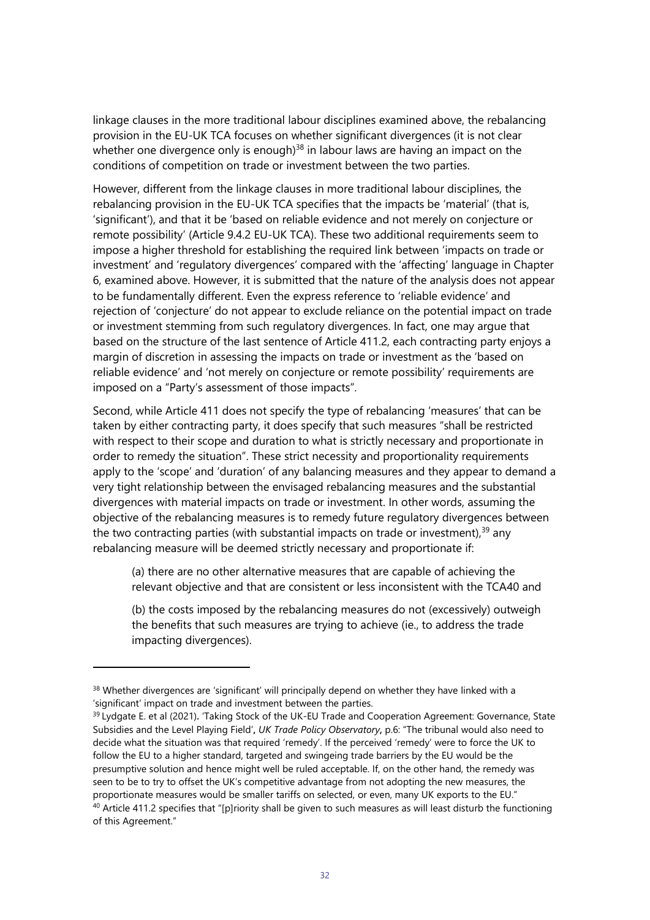linkage clauses in the more traditional labour disciplines examined above, the rebalancing provision in the EU-UK TCA focuses on whether significant divergences (it is not clear whether one divergence only is enough)[38] in labour laws are having an impact on the conditions of competition on trade or investment between the two parties.

However, different from the linkage clauses in more traditional labour disciplines, the rebalancing provision in the EU-UK TCA specifies that the impacts be 'material' (that is, 'significant'), and that it be 'based on reliable evidence and not merely on conjecture or remote possibility' (Article 9.4.2 EU-UK TCA). These two additional requirements seem to impose a higher threshold for establishing the required link between 'impacts on trade or investment' and 'regulatory divergences' compared with the 'affecting' language in Chapter 6, examined above. However, it is submitted that the nature of the analysis does not appear to be fundamentally different. Even the express reference to 'reliable evidence' and rejection of 'conjecture' do not appear to exclude reliance on the potential impact on trade or investment stemming from such regulatory divergences. In fact, one may argue that based on the structure of the last sentence of Article 411.2, each contracting party enjoys a margin of discretion in assessing the impacts on trade or investment as the 'based on reliable evidence' and 'not merely on conjecture or remote possibility' requirements are imposed on a "Party's assessment of those impacts".

Second, while Article 411 does not specify the type of rebalancing 'measures' that can be taken by either contracting party, it does specify that such measures "shall be restricted with respect to their scope and duration to what is strictly necessary and proportionate in order to remedy the situation". These strict necessity and proportionality requirements apply to the 'scope' and 'duration' of any balancing measures and they appear to demand a very tight relationship between the envisaged rebalancing measures and the substantial divergences with material impacts on trade or investment. In other words, assuming the objective of the rebalancing measures is to remedy future regulatory divergences between the two contracting parties (with substantial impacts on trade or investment),[39] any rebalancing measure will be deemed strictly necessary and proportionate if:

> (a) there are no other alternative measures that are capable of achieving the relevant objective and that are consistent or less inconsistent with the TCA[40] and
>
> (b) the costs imposed by the rebalancing measures do not (excessively) outweigh the benefits that such measures are trying to achieve (ie., to address the trade impacting divergences).

---

[38] Whether divergences are 'significant' will principally depend on whether they have linked with a 'significant' impact on trade and investment between the parties.

[39] Lydgate E. et al (2021). 'Taking Stock of the UK-EU Trade and Cooperation Agreement: Governance, State Subsidies and the Level Playing Field', *UK Trade Policy Observatory*, p.6: "The tribunal would also need to decide what the situation was that required 'remedy'. If the perceived 'remedy' were to force the UK to follow the EU to a higher standard, targeted and swingeing trade barriers by the EU would be the presumptive solution and hence might well be ruled acceptable. If, on the other hand, the remedy was seen to be to try to offset the UK's competitive advantage from not adopting the new measures, the proportionate measures would be smaller tariffs on selected, or even, many UK exports to the EU."

[40] Article 411.2 specifies that "[p]riority shall be given to such measures as will least disturb the functioning of this Agreement."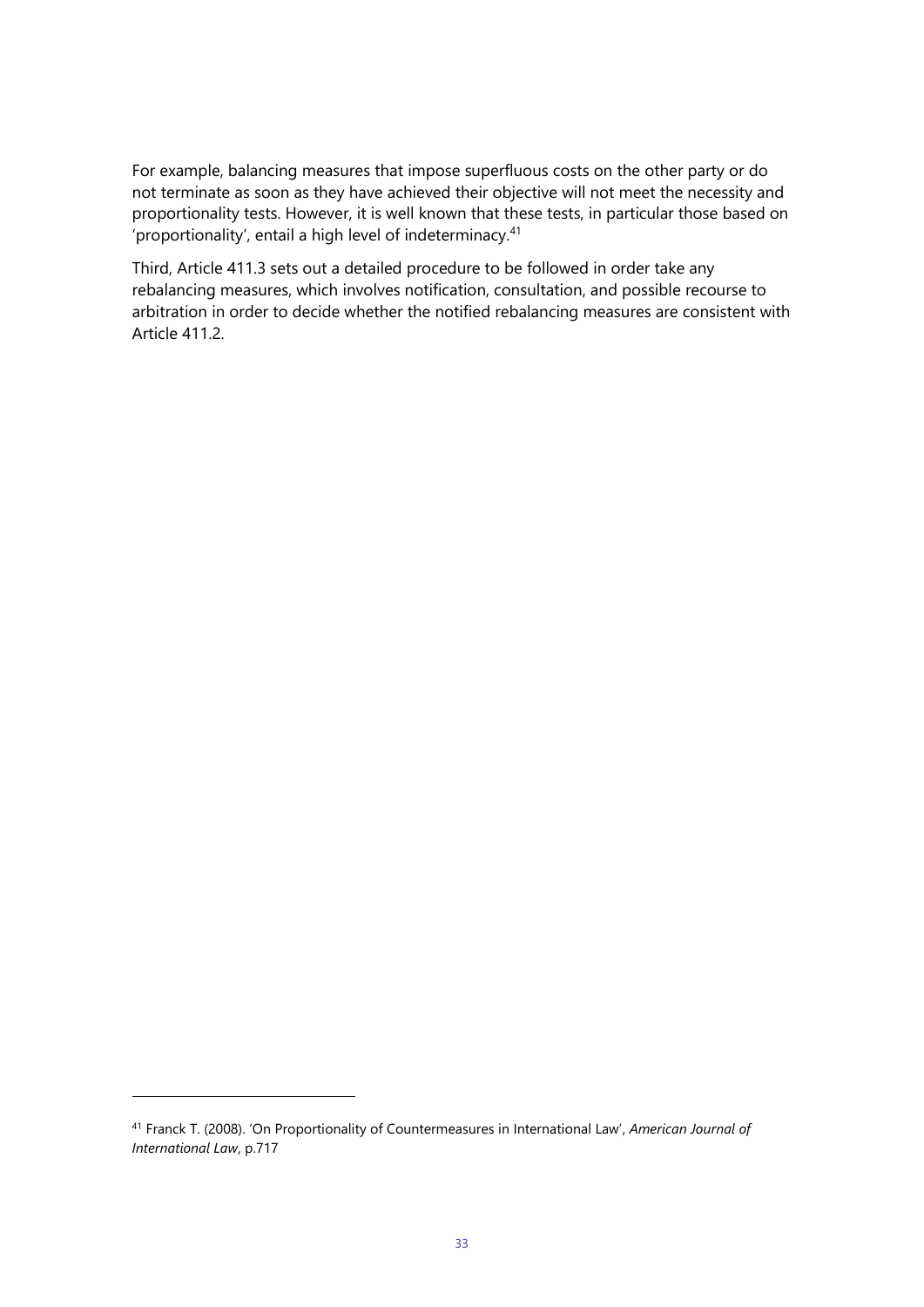For example, balancing measures that impose superfluous costs on the other party or do not terminate as soon as they have achieved their objective will not meet the necessity and proportionality tests. However, it is well known that these tests, in particular those based on 'proportionality', entail a high level of indeterminacy.[41]

Third, Article 411.3 sets out a detailed procedure to be followed in order take any rebalancing measures, which involves notification, consultation, and possible recourse to arbitration in order to decide whether the notified rebalancing measures are consistent with Article 411.2.

---

[41] Franck T. (2008). 'On Proportionality of Countermeasures in International Law', *American Journal of International Law*, p.717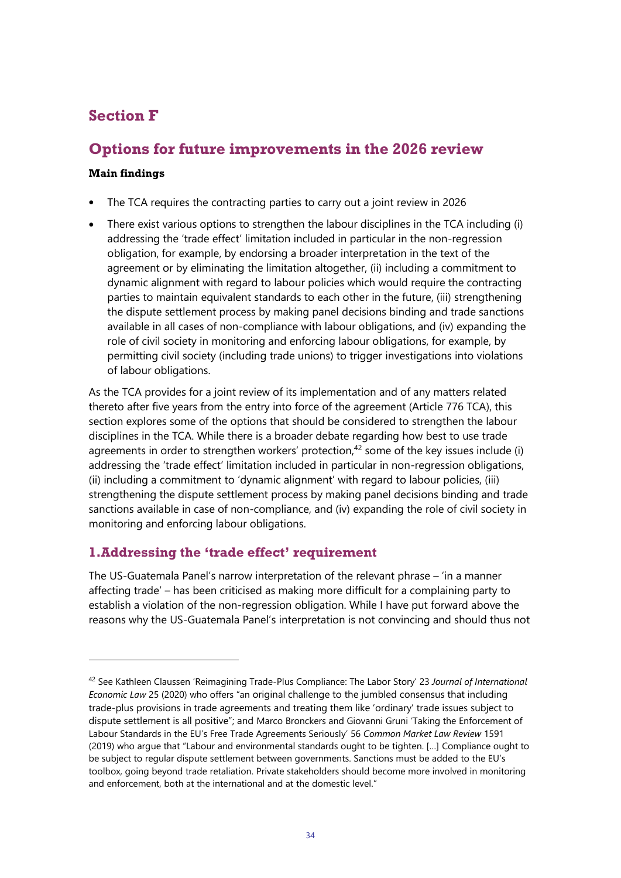## Section F

## Options for future improvements in the 2026 review

**Main findings**

- The TCA requires the contracting parties to carry out a joint review in 2026
- There exist various options to strengthen the labour disciplines in the TCA including (i) addressing the 'trade effect' limitation included in particular in the non-regression obligation, for example, by endorsing a broader interpretation in the text of the agreement or by eliminating the limitation altogether, (ii) including a commitment to dynamic alignment with regard to labour policies which would require the contracting parties to maintain equivalent standards to each other in the future, (iii) strengthening the dispute settlement process by making panel decisions binding and trade sanctions available in all cases of non-compliance with labour obligations, and (iv) expanding the role of civil society in monitoring and enforcing labour obligations, for example, by permitting civil society (including trade unions) to trigger investigations into violations of labour obligations.

As the TCA provides for a joint review of its implementation and of any matters related thereto after five years from the entry into force of the agreement (Article 776 TCA), this section explores some of the options that should be considered to strengthen the labour disciplines in the TCA. While there is a broader debate regarding how best to use trade agreements in order to strengthen workers' protection,[42] some of the key issues include (i) addressing the 'trade effect' limitation included in particular in non-regression obligations, (ii) including a commitment to 'dynamic alignment' with regard to labour policies, (iii) strengthening the dispute settlement process by making panel decisions binding and trade sanctions available in case of non-compliance, and (iv) expanding the role of civil society in monitoring and enforcing labour obligations.

### 1. Addressing the 'trade effect' requirement

The US-Guatemala Panel's narrow interpretation of the relevant phrase – 'in a manner affecting trade' – has been criticised as making more difficult for a complaining party to establish a violation of the non-regression obligation. While I have put forward above the reasons why the US-Guatemala Panel's interpretation is not convincing and should thus not

---

[42] See Kathleen Claussen 'Reimagining Trade-Plus Compliance: The Labor Story' 23 *Journal of International Economic Law* 25 (2020) who offers "an original challenge to the jumbled consensus that including trade-plus provisions in trade agreements and treating them like 'ordinary' trade issues subject to dispute settlement is all positive"; and Marco Bronckers and Giovanni Gruni 'Taking the Enforcement of Labour Standards in the EU's Free Trade Agreements Seriously' 56 *Common Market Law Review* 1591 (2019) who argue that "Labour and environmental standards ought to be tighten. […] Compliance ought to be subject to regular dispute settlement between governments. Sanctions must be added to the EU's toolbox, going beyond trade retaliation. Private stakeholders should become more involved in monitoring and enforcement, both at the international and at the domestic level."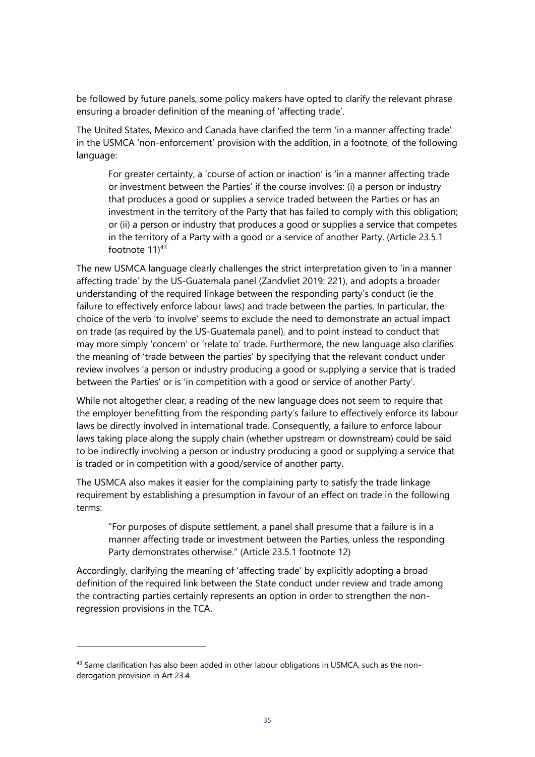be followed by future panels, some policy makers have opted to clarify the relevant phrase ensuring a broader definition of the meaning of 'affecting trade'.

The United States, Mexico and Canada have clarified the term 'in a manner affecting trade' in the USMCA 'non-enforcement' provision with the addition, in a footnote, of the following language:

> For greater certainty, a 'course of action or inaction' is 'in a manner affecting trade or investment between the Parties' if the course involves: (i) a person or industry that produces a good or supplies a service traded between the Parties or has an investment in the territory of the Party that has failed to comply with this obligation; or (ii) a person or industry that produces a good or supplies a service that competes in the territory of a Party with a good or a service of another Party. (Article 23.5.1 footnote 11)[43]

The new USMCA language clearly challenges the strict interpretation given to 'in a manner affecting trade' by the US-Guatemala panel (Zandvliet 2019: 221), and adopts a broader understanding of the required linkage between the responding party's conduct (ie the failure to effectively enforce labour laws) and trade between the parties. In particular, the choice of the verb 'to involve' seems to exclude the need to demonstrate an actual impact on trade (as required by the US-Guatemala panel), and to point instead to conduct that may more simply 'concern' or 'relate to' trade. Furthermore, the new language also clarifies the meaning of 'trade between the parties' by specifying that the relevant conduct under review involves 'a person or industry producing a good or supplying a service that is traded between the Parties' or is 'in competition with a good or service of another Party'.

While not altogether clear, a reading of the new language does not seem to require that the employer benefitting from the responding party's failure to effectively enforce its labour laws be directly involved in international trade. Consequently, a failure to enforce labour laws taking place along the supply chain (whether upstream or downstream) could be said to be indirectly involving a person or industry producing a good or supplying a service that is traded or in competition with a good/service of another party.

The USMCA also makes it easier for the complaining party to satisfy the trade linkage requirement by establishing a presumption in favour of an effect on trade in the following terms:

> "For purposes of dispute settlement, a panel shall presume that a failure is in a manner affecting trade or investment between the Parties, unless the responding Party demonstrates otherwise." (Article 23.5.1 footnote 12)

Accordingly, clarifying the meaning of 'affecting trade' by explicitly adopting a broad definition of the required link between the State conduct under review and trade among the contracting parties certainly represents an option in order to strengthen the non-regression provisions in the TCA.

---

[43] Same clarification has also been added in other labour obligations in USMCA, such as the non-derogation provision in Art 23.4.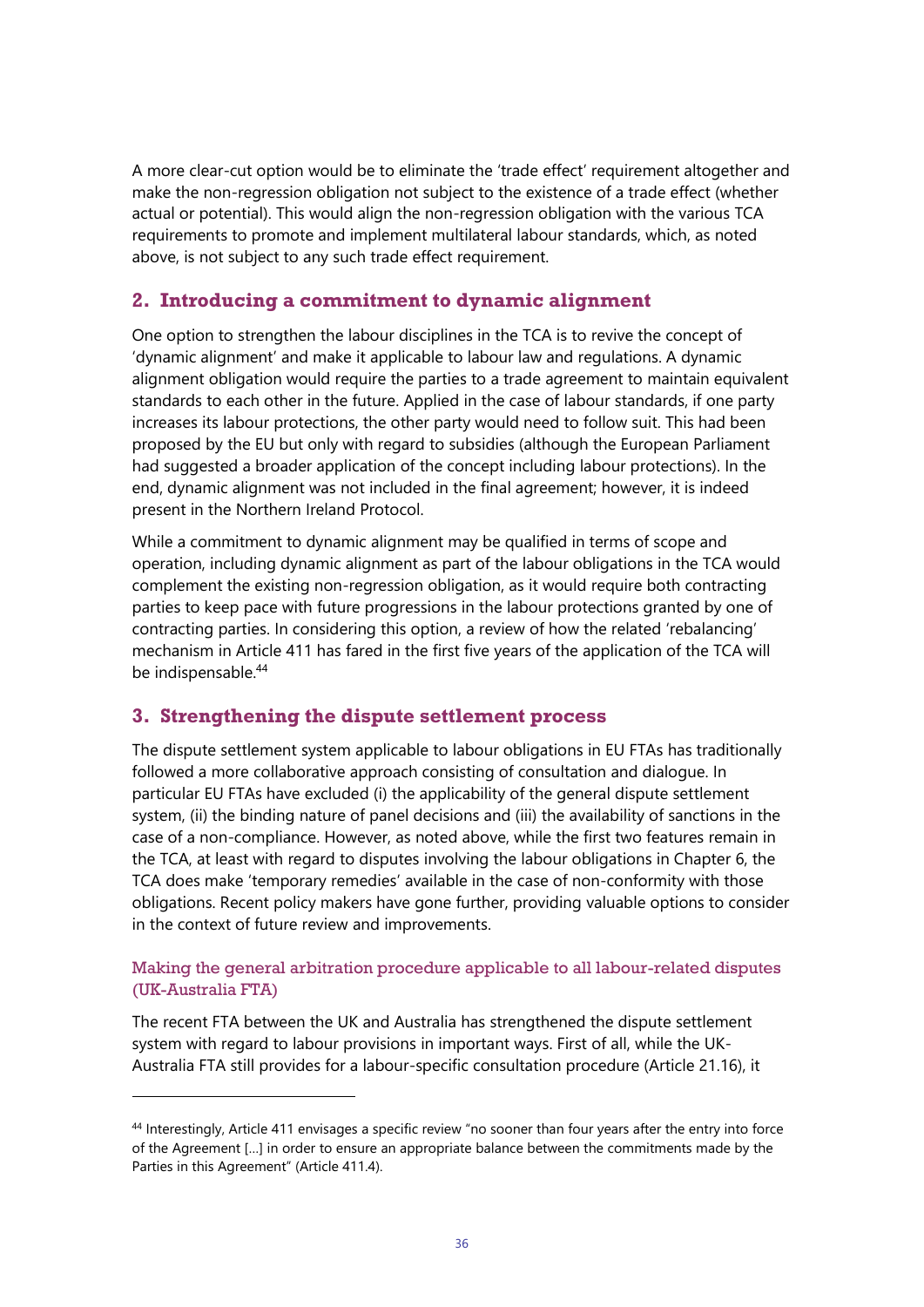A more clear-cut option would be to eliminate the 'trade effect' requirement altogether and make the non-regression obligation not subject to the existence of a trade effect (whether actual or potential). This would align the non-regression obligation with the various TCA requirements to promote and implement multilateral labour standards, which, as noted above, is not subject to any such trade effect requirement.

## 2. Introducing a commitment to dynamic alignment

One option to strengthen the labour disciplines in the TCA is to revive the concept of 'dynamic alignment' and make it applicable to labour law and regulations. A dynamic alignment obligation would require the parties to a trade agreement to maintain equivalent standards to each other in the future. Applied in the case of labour standards, if one party increases its labour protections, the other party would need to follow suit. This had been proposed by the EU but only with regard to subsidies (although the European Parliament had suggested a broader application of the concept including labour protections). In the end, dynamic alignment was not included in the final agreement; however, it is indeed present in the Northern Ireland Protocol.

While a commitment to dynamic alignment may be qualified in terms of scope and operation, including dynamic alignment as part of the labour obligations in the TCA would complement the existing non-regression obligation, as it would require both contracting parties to keep pace with future progressions in the labour protections granted by one of contracting parties. In considering this option, a review of how the related 'rebalancing' mechanism in Article 411 has fared in the first five years of the application of the TCA will be indispensable.[44]

## 3. Strengthening the dispute settlement process

The dispute settlement system applicable to labour obligations in EU FTAs has traditionally followed a more collaborative approach consisting of consultation and dialogue. In particular EU FTAs have excluded (i) the applicability of the general dispute settlement system, (ii) the binding nature of panel decisions and (iii) the availability of sanctions in the case of a non-compliance. However, as noted above, while the first two features remain in the TCA, at least with regard to disputes involving the labour obligations in Chapter 6, the TCA does make 'temporary remedies' available in the case of non-conformity with those obligations. Recent policy makers have gone further, providing valuable options to consider in the context of future review and improvements.

### Making the general arbitration procedure applicable to all labour-related disputes (UK-Australia FTA)

The recent FTA between the UK and Australia has strengthened the dispute settlement system with regard to labour provisions in important ways. First of all, while the UK-Australia FTA still provides for a labour-specific consultation procedure (Article 21.16), it

[44] Interestingly, Article 411 envisages a specific review "no sooner than four years after the entry into force of the Agreement […] in order to ensure an appropriate balance between the commitments made by the Parties in this Agreement" (Article 411.4).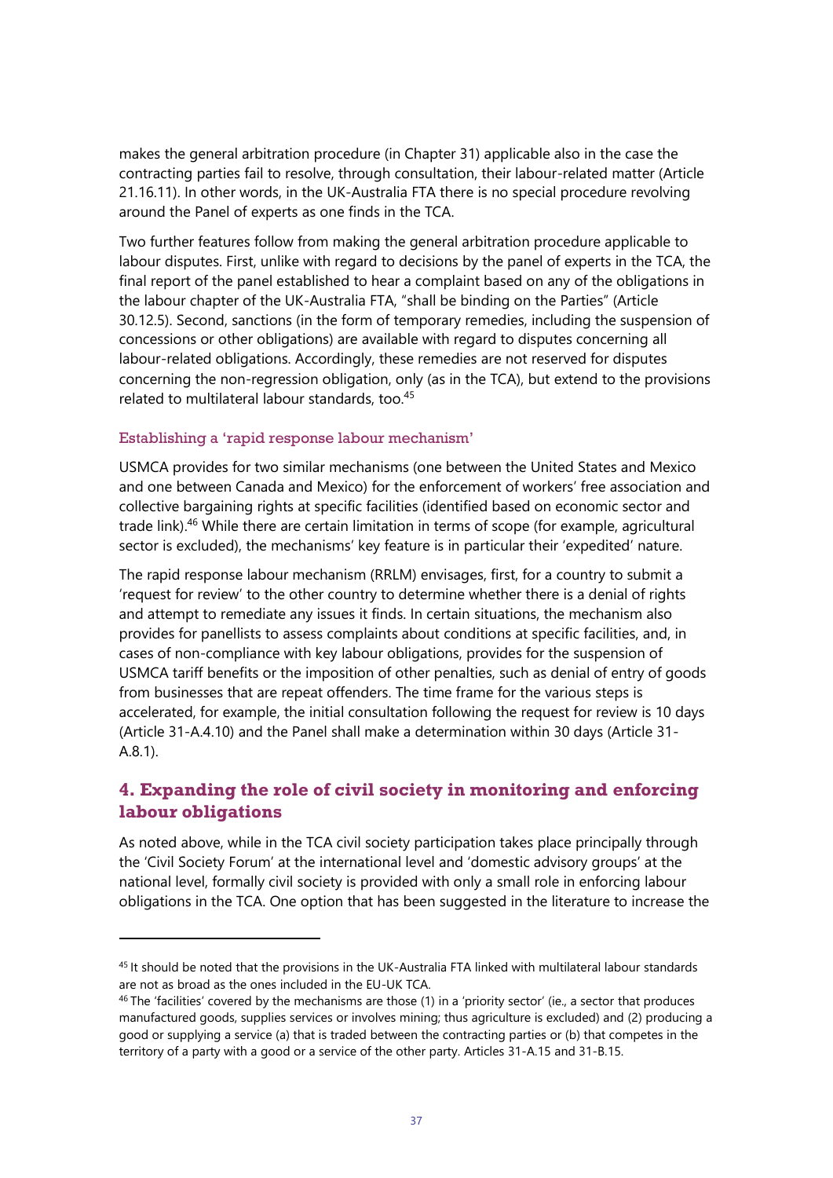makes the general arbitration procedure (in Chapter 31) applicable also in the case the contracting parties fail to resolve, through consultation, their labour-related matter (Article 21.16.11). In other words, in the UK-Australia FTA there is no special procedure revolving around the Panel of experts as one finds in the TCA.

Two further features follow from making the general arbitration procedure applicable to labour disputes. First, unlike with regard to decisions by the panel of experts in the TCA, the final report of the panel established to hear a complaint based on any of the obligations in the labour chapter of the UK-Australia FTA, "shall be binding on the Parties" (Article 30.12.5). Second, sanctions (in the form of temporary remedies, including the suspension of concessions or other obligations) are available with regard to disputes concerning all labour-related obligations. Accordingly, these remedies are not reserved for disputes concerning the non-regression obligation, only (as in the TCA), but extend to the provisions related to multilateral labour standards, too.[45]

### Establishing a 'rapid response labour mechanism'

USMCA provides for two similar mechanisms (one between the United States and Mexico and one between Canada and Mexico) for the enforcement of workers' free association and collective bargaining rights at specific facilities (identified based on economic sector and trade link).[46] While there are certain limitation in terms of scope (for example, agricultural sector is excluded), the mechanisms' key feature is in particular their 'expedited' nature.

The rapid response labour mechanism (RRLM) envisages, first, for a country to submit a 'request for review' to the other country to determine whether there is a denial of rights and attempt to remediate any issues it finds. In certain situations, the mechanism also provides for panellists to assess complaints about conditions at specific facilities, and, in cases of non-compliance with key labour obligations, provides for the suspension of USMCA tariff benefits or the imposition of other penalties, such as denial of entry of goods from businesses that are repeat offenders. The time frame for the various steps is accelerated, for example, the initial consultation following the request for review is 10 days (Article 31-A.4.10) and the Panel shall make a determination within 30 days (Article 31-A.8.1).

## 4. Expanding the role of civil society in monitoring and enforcing labour obligations

As noted above, while in the TCA civil society participation takes place principally through the 'Civil Society Forum' at the international level and 'domestic advisory groups' at the national level, formally civil society is provided with only a small role in enforcing labour obligations in the TCA. One option that has been suggested in the literature to increase the

---

[45] It should be noted that the provisions in the UK-Australia FTA linked with multilateral labour standards are not as broad as the ones included in the EU-UK TCA.

[46] The 'facilities' covered by the mechanisms are those (1) in a 'priority sector' (ie., a sector that produces manufactured goods, supplies services or involves mining; thus agriculture is excluded) and (2) producing a good or supplying a service (a) that is traded between the contracting parties or (b) that competes in the territory of a party with a good or a service of the other party. Articles 31-A.15 and 31-B.15.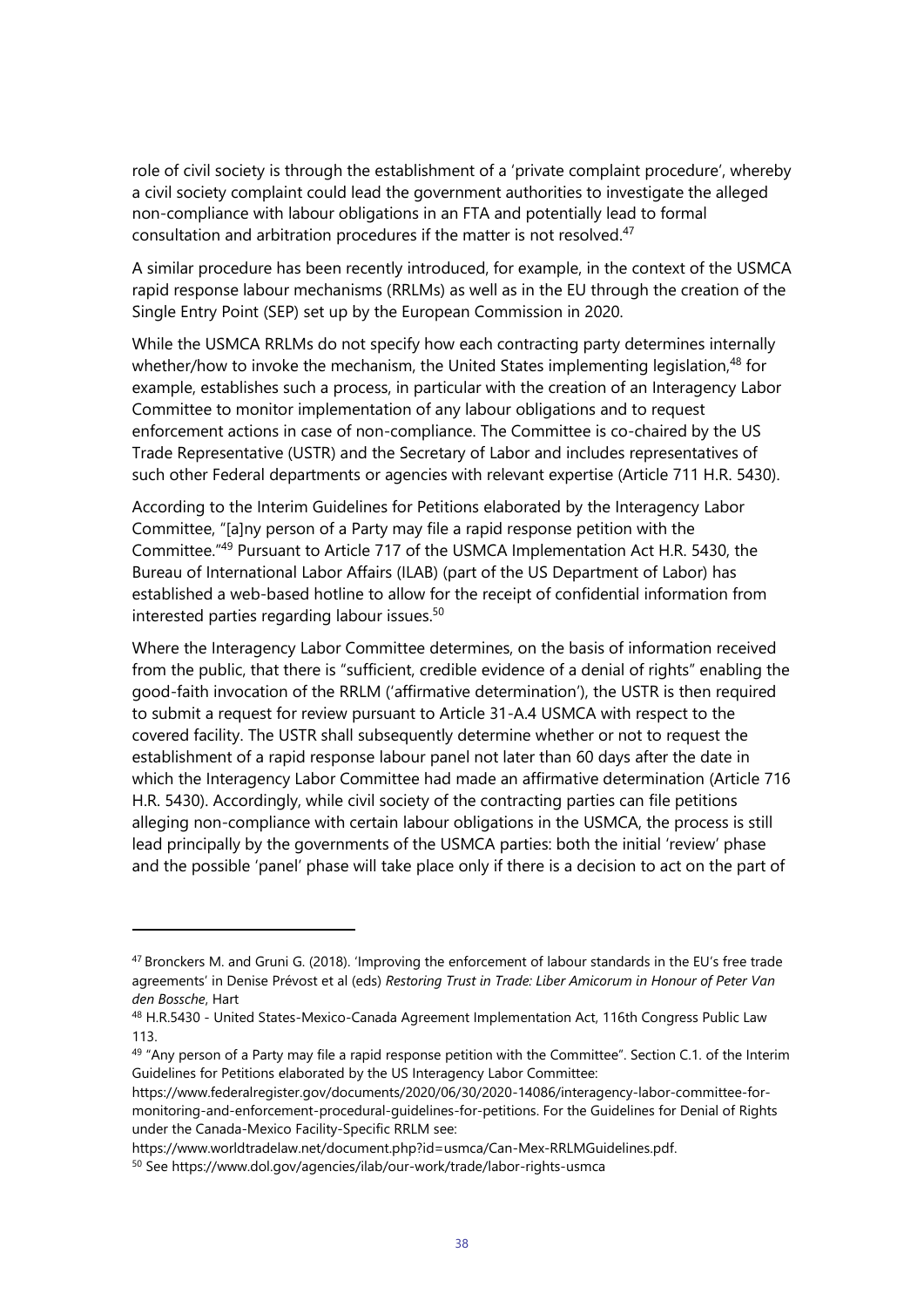role of civil society is through the establishment of a 'private complaint procedure', whereby a civil society complaint could lead the government authorities to investigate the alleged non-compliance with labour obligations in an FTA and potentially lead to formal consultation and arbitration procedures if the matter is not resolved.[47]

A similar procedure has been recently introduced, for example, in the context of the USMCA rapid response labour mechanisms (RRLMs) as well as in the EU through the creation of the Single Entry Point (SEP) set up by the European Commission in 2020.

While the USMCA RRLMs do not specify how each contracting party determines internally whether/how to invoke the mechanism, the United States implementing legislation,[48] for example, establishes such a process, in particular with the creation of an Interagency Labor Committee to monitor implementation of any labour obligations and to request enforcement actions in case of non-compliance. The Committee is co-chaired by the US Trade Representative (USTR) and the Secretary of Labor and includes representatives of such other Federal departments or agencies with relevant expertise (Article 711 H.R. 5430).

According to the Interim Guidelines for Petitions elaborated by the Interagency Labor Committee, "[a]ny person of a Party may file a rapid response petition with the Committee."[49] Pursuant to Article 717 of the USMCA Implementation Act H.R. 5430, the Bureau of International Labor Affairs (ILAB) (part of the US Department of Labor) has established a web-based hotline to allow for the receipt of confidential information from interested parties regarding labour issues.[50]

Where the Interagency Labor Committee determines, on the basis of information received from the public, that there is "sufficient, credible evidence of a denial of rights" enabling the good-faith invocation of the RRLM ('affirmative determination'), the USTR is then required to submit a request for review pursuant to Article 31-A.4 USMCA with respect to the covered facility. The USTR shall subsequently determine whether or not to request the establishment of a rapid response labour panel not later than 60 days after the date in which the Interagency Labor Committee had made an affirmative determination (Article 716 H.R. 5430). Accordingly, while civil society of the contracting parties can file petitions alleging non-compliance with certain labour obligations in the USMCA, the process is still lead principally by the governments of the USMCA parties: both the initial 'review' phase and the possible 'panel' phase will take place only if there is a decision to act on the part of

---

[47] Bronckers M. and Gruni G. (2018). 'Improving the enforcement of labour standards in the EU's free trade agreements' in Denise Prévost et al (eds) *Restoring Trust in Trade: Liber Amicorum in Honour of Peter Van den Bossche*, Hart

[48] H.R.5430 - United States-Mexico-Canada Agreement Implementation Act, 116th Congress Public Law 113.

[49] "Any person of a Party may file a rapid response petition with the Committee". Section C.1. of the Interim Guidelines for Petitions elaborated by the US Interagency Labor Committee: https://www.federalregister.gov/documents/2020/06/30/2020-14086/interagency-labor-committee-for-monitoring-and-enforcement-procedural-guidelines-for-petitions. For the Guidelines for Denial of Rights under the Canada-Mexico Facility-Specific RRLM see: https://www.worldtradelaw.net/document.php?id=usmca/Can-Mex-RRLMGuidelines.pdf.

[50] See https://www.dol.gov/agencies/ilab/our-work/trade/labor-rights-usmca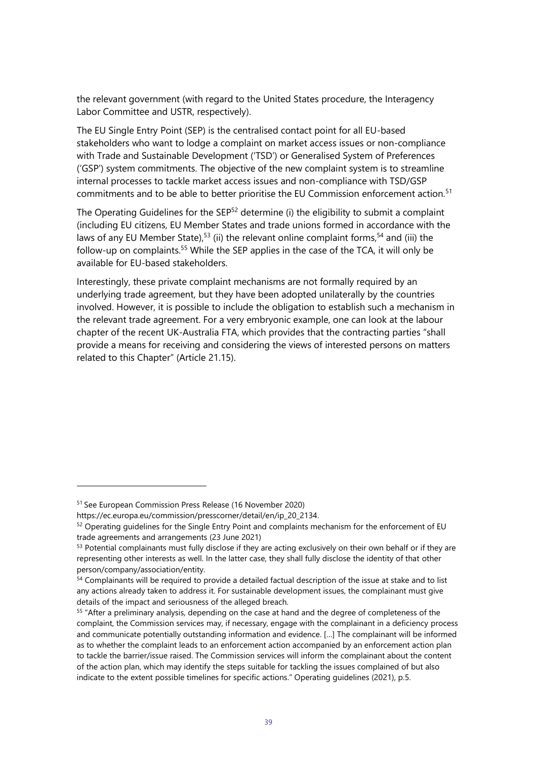the relevant government (with regard to the United States procedure, the Interagency Labor Committee and USTR, respectively).

The EU Single Entry Point (SEP) is the centralised contact point for all EU-based stakeholders who want to lodge a complaint on market access issues or non-compliance with Trade and Sustainable Development ('TSD') or Generalised System of Preferences ('GSP') system commitments. The objective of the new complaint system is to streamline internal processes to tackle market access issues and non-compliance with TSD/GSP commitments and to be able to better prioritise the EU Commission enforcement action.[51]

The Operating Guidelines for the SEP[52] determine (i) the eligibility to submit a complaint (including EU citizens, EU Member States and trade unions formed in accordance with the laws of any EU Member State),[53] (ii) the relevant online complaint forms,[54] and (iii) the follow-up on complaints.[55] While the SEP applies in the case of the TCA, it will only be available for EU-based stakeholders.

Interestingly, these private complaint mechanisms are not formally required by an underlying trade agreement, but they have been adopted unilaterally by the countries involved. However, it is possible to include the obligation to establish such a mechanism in the relevant trade agreement. For a very embryonic example, one can look at the labour chapter of the recent UK-Australia FTA, which provides that the contracting parties "shall provide a means for receiving and considering the views of interested persons on matters related to this Chapter" (Article 21.15).

---

[51] See European Commission Press Release (16 November 2020) https://ec.europa.eu/commission/presscorner/detail/en/ip_20_2134.

[52] Operating guidelines for the Single Entry Point and complaints mechanism for the enforcement of EU trade agreements and arrangements (23 June 2021)

[53] Potential complainants must fully disclose if they are acting exclusively on their own behalf or if they are representing other interests as well. In the latter case, they shall fully disclose the identity of that other person/company/association/entity.

[54] Complainants will be required to provide a detailed factual description of the issue at stake and to list any actions already taken to address it. For sustainable development issues, the complainant must give details of the impact and seriousness of the alleged breach.

[55] "After a preliminary analysis, depending on the case at hand and the degree of completeness of the complaint, the Commission services may, if necessary, engage with the complainant in a deficiency process and communicate potentially outstanding information and evidence. […] The complainant will be informed as to whether the complaint leads to an enforcement action accompanied by an enforcement action plan to tackle the barrier/issue raised. The Commission services will inform the complainant about the content of the action plan, which may identify the steps suitable for tackling the issues complained of but also indicate to the extent possible timelines for specific actions." Operating guidelines (2021), p.5.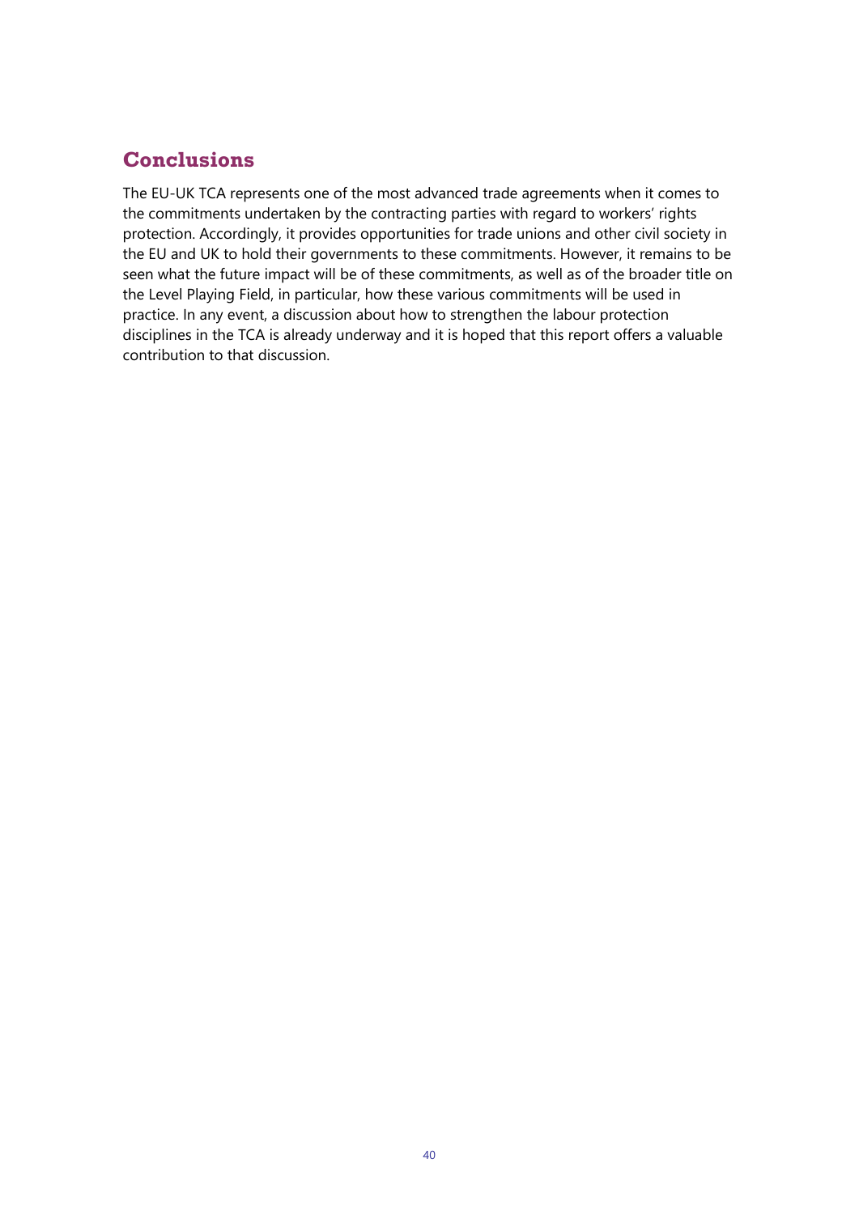## Conclusions

The EU-UK TCA represents one of the most advanced trade agreements when it comes to the commitments undertaken by the contracting parties with regard to workers' rights protection. Accordingly, it provides opportunities for trade unions and other civil society in the EU and UK to hold their governments to these commitments. However, it remains to be seen what the future impact will be of these commitments, as well as of the broader title on the Level Playing Field, in particular, how these various commitments will be used in practice. In any event, a discussion about how to strengthen the labour protection disciplines in the TCA is already underway and it is hoped that this report offers a valuable contribution to that discussion.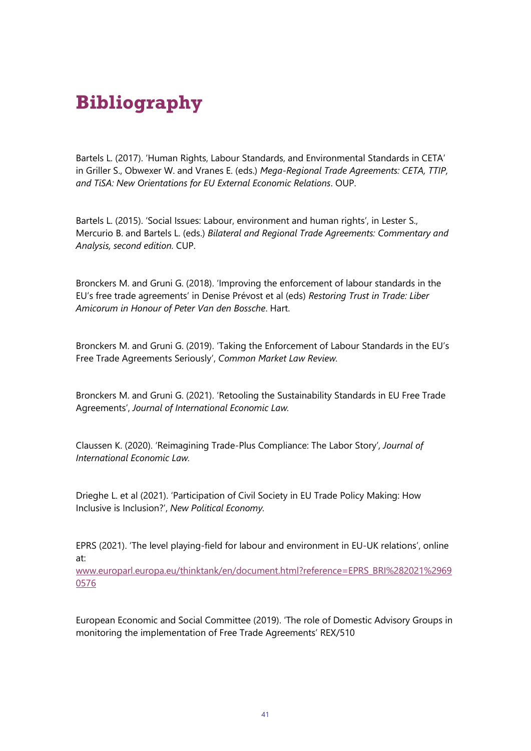# Bibliography

Bartels L. (2017). 'Human Rights, Labour Standards, and Environmental Standards in CETA' in Griller S., Obwexer W. and Vranes E. (eds.) *Mega-Regional Trade Agreements: CETA, TTIP, and TiSA: New Orientations for EU External Economic Relations*. OUP.

Bartels L. (2015). 'Social Issues: Labour, environment and human rights', in Lester S., Mercurio B. and Bartels L. (eds.) *Bilateral and Regional Trade Agreements: Commentary and Analysis, second edition.* CUP.

Bronckers M. and Gruni G. (2018). 'Improving the enforcement of labour standards in the EU's free trade agreements' in Denise Prévost et al (eds) *Restoring Trust in Trade: Liber Amicorum in Honour of Peter Van den Bossche*. Hart.

Bronckers M. and Gruni G. (2019). 'Taking the Enforcement of Labour Standards in the EU's Free Trade Agreements Seriously', *Common Market Law Review.*

Bronckers M. and Gruni G. (2021). 'Retooling the Sustainability Standards in EU Free Trade Agreements', *Journal of International Economic Law.*

Claussen K. (2020). 'Reimagining Trade-Plus Compliance: The Labor Story', *Journal of International Economic Law.*

Drieghe L. et al (2021). 'Participation of Civil Society in EU Trade Policy Making: How Inclusive is Inclusion?', *New Political Economy.*

EPRS (2021). 'The level playing-field for labour and environment in EU-UK relations', online at: www.europarl.europa.eu/thinktank/en/document.html?reference=EPRS_BRI%282021%2969 0576

European Economic and Social Committee (2019). 'The role of Domestic Advisory Groups in monitoring the implementation of Free Trade Agreements' REX/510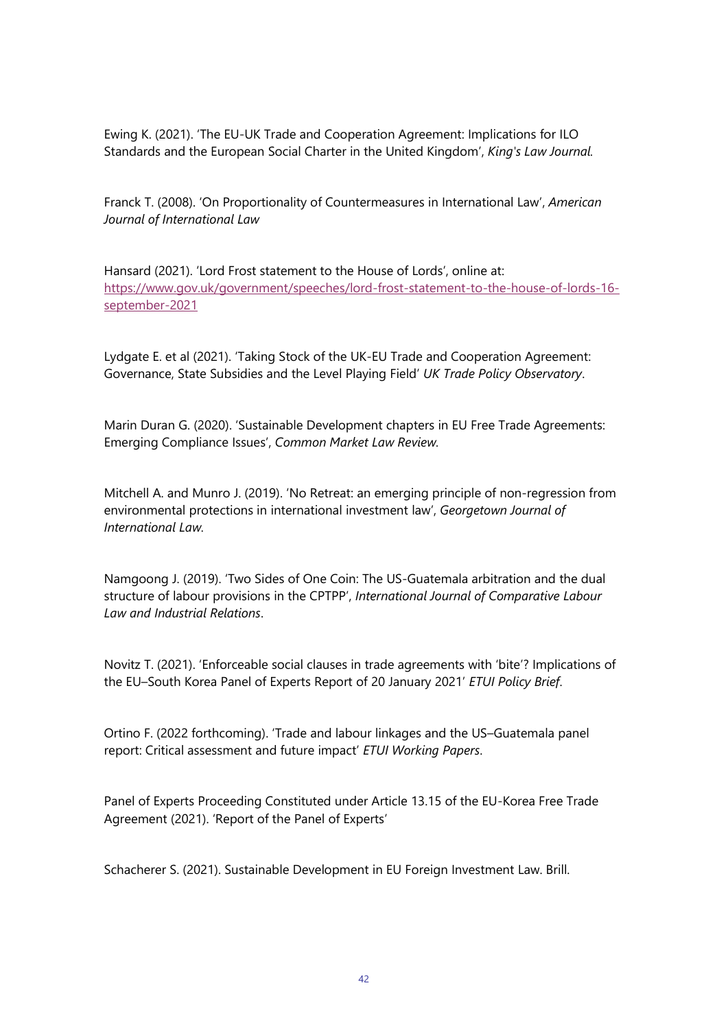Ewing K. (2021). 'The EU-UK Trade and Cooperation Agreement: Implications for ILO Standards and the European Social Charter in the United Kingdom', *King's Law Journal.*

Franck T. (2008). 'On Proportionality of Countermeasures in International Law', *American Journal of International Law*

Hansard (2021). 'Lord Frost statement to the House of Lords', online at: [https://www.gov.uk/government/speeches/lord-frost-statement-to-the-house-of-lords-16-september-2021](https://www.gov.uk/government/speeches/lord-frost-statement-to-the-house-of-lords-16-september-2021)

Lydgate E. et al (2021). 'Taking Stock of the UK-EU Trade and Cooperation Agreement: Governance, State Subsidies and the Level Playing Field' *UK Trade Policy Observatory*.

Marin Duran G. (2020). 'Sustainable Development chapters in EU Free Trade Agreements: Emerging Compliance Issues', *Common Market Law Review.*

Mitchell A. and Munro J. (2019). 'No Retreat: an emerging principle of non-regression from environmental protections in international investment law', *Georgetown Journal of International Law.*

Namgoong J. (2019). 'Two Sides of One Coin: The US-Guatemala arbitration and the dual structure of labour provisions in the CPTPP', *International Journal of Comparative Labour Law and Industrial Relations*.

Novitz T. (2021). 'Enforceable social clauses in trade agreements with 'bite'? Implications of the EU–South Korea Panel of Experts Report of 20 January 2021' *ETUI Policy Brief*.

Ortino F. (2022 forthcoming). 'Trade and labour linkages and the US–Guatemala panel report: Critical assessment and future impact' *ETUI Working Papers*.

Panel of Experts Proceeding Constituted under Article 13.15 of the EU-Korea Free Trade Agreement (2021). 'Report of the Panel of Experts'

Schacherer S. (2021). Sustainable Development in EU Foreign Investment Law. Brill.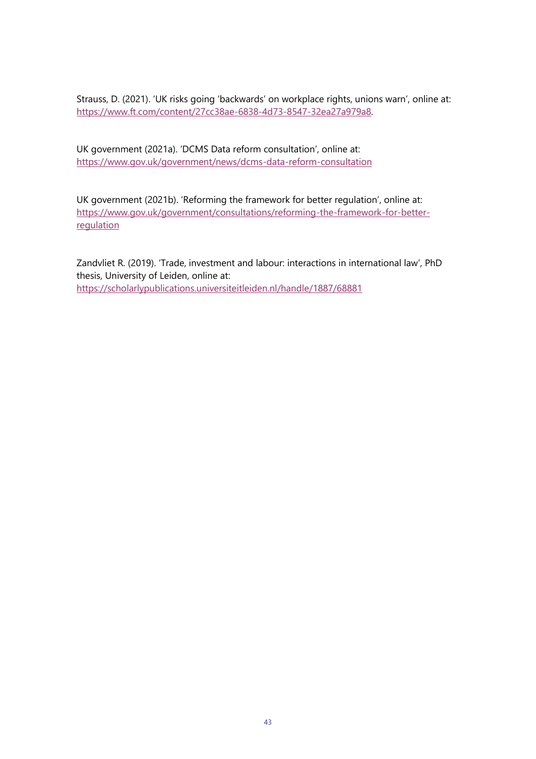Strauss, D. (2021). 'UK risks going 'backwards' on workplace rights, unions warn', online at: https://www.ft.com/content/27cc38ae-6838-4d73-8547-32ea27a979a8.

UK government (2021a). 'DCMS Data reform consultation', online at: https://www.gov.uk/government/news/dcms-data-reform-consultation

UK government (2021b). 'Reforming the framework for better regulation', online at: https://www.gov.uk/government/consultations/reforming-the-framework-for-better-regulation

Zandvliet R. (2019). 'Trade, investment and labour: interactions in international law', PhD thesis, University of Leiden, online at: https://scholarlypublications.universiteitleiden.nl/handle/1887/68881